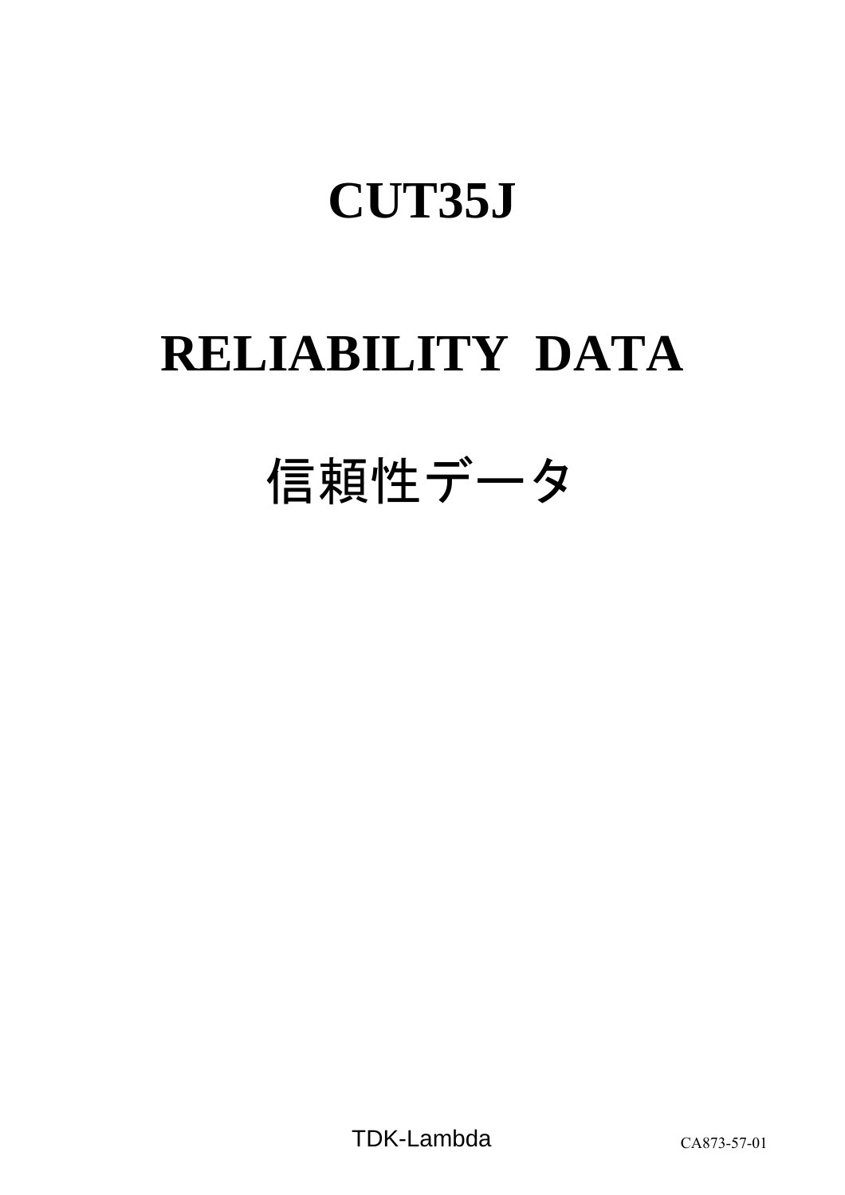# CUT35J

# RELIABILITY DATA

# 信頼性データ

TDK-Lambda

CA873-57-01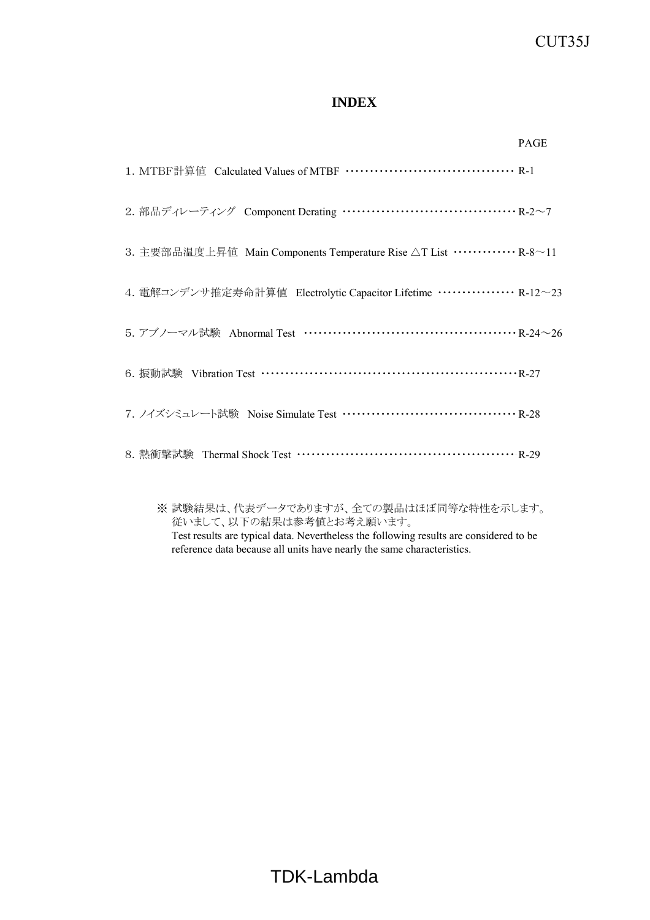# INDEX

| | PAGE |
|---|---|
| 1. MTBF計算値　Calculated Values of MTBF | R-1 |
| 2. 部品ディレーティング　Component Derating | R-2～7 |
| 3. 主要部品温度上昇値　Main Components Temperature Rise △T List | R-8～11 |
| 4. 電解コンデンサ推定寿命計算値　Electrolytic Capacitor Lifetime | R-12～23 |
| 5. アブノーマル試験　Abnormal Test | R-24～26 |
| 6. 振動試験　Vibration Test | R-27 |
| 7. ノイズシミュレート試験　Noise Simulate Test | R-28 |
| 8. 熱衝撃試験　Thermal Shock Test | R-29 |

※ 試験結果は、代表データでありますが、全ての製品はほぼ同等な特性を示します。
従いまして、以下の結果は参考値とお考え願います。
Test results are typical data. Nevertheless the following results are considered to be reference data because all units have nearly the same characteristics.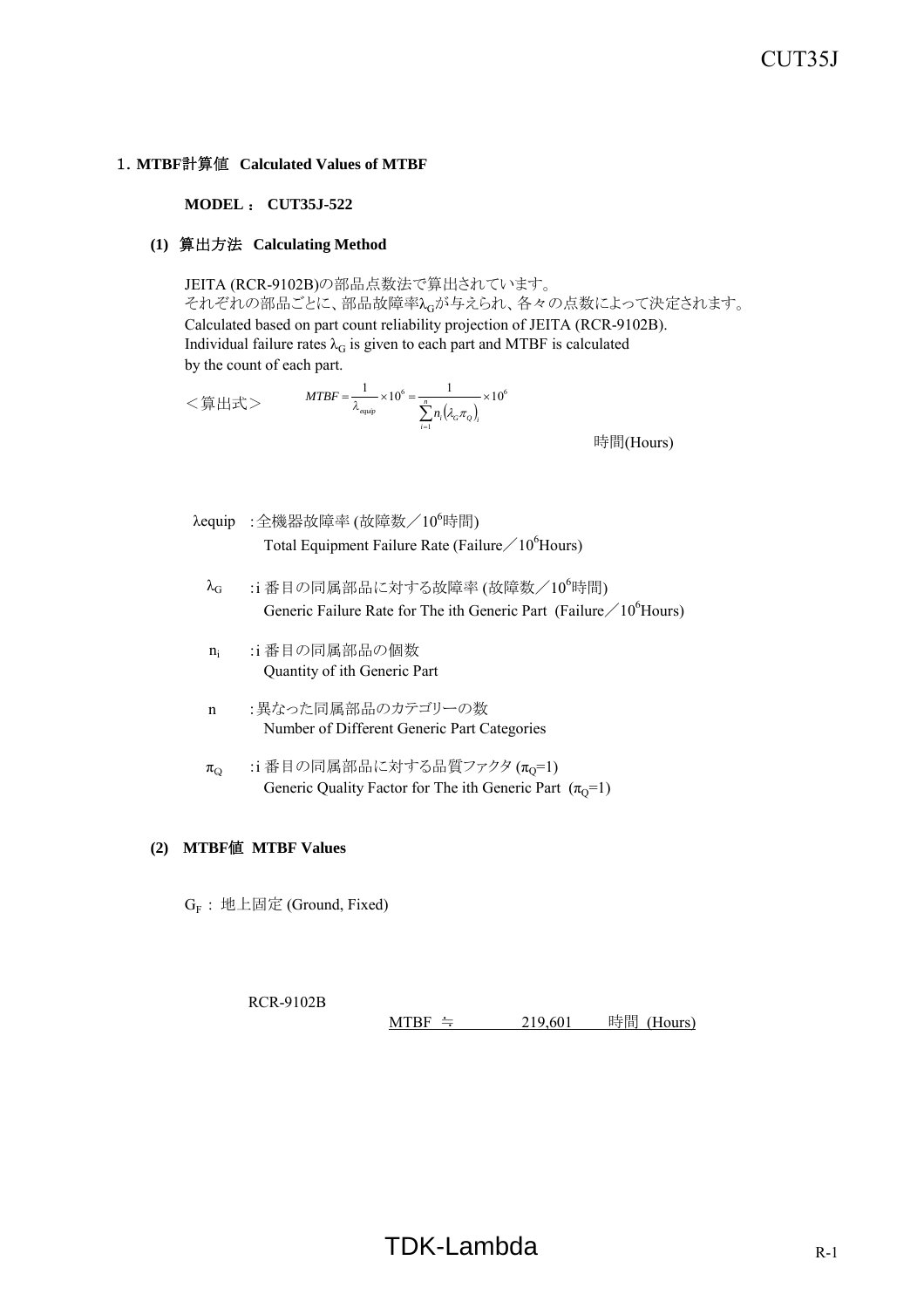## 1. MTBF計算値 Calculated Values of MTBF

**MODEL ： CUT35J-522**

### (1) 算出方法 Calculating Method

JEITA (RCR-9102B)の部品点数法で算出されています。
それぞれの部品ごとに、部品故障率$\lambda_G$が与えられ、各々の点数によって決定されます。
Calculated based on part count reliability projection of JEITA (RCR-9102B).
Individual failure rates $\lambda_G$ is given to each part and MTBF is calculated by the count of each part.

＜算出式＞

$$MTBF = \frac{1}{\lambda_{equip}} \times 10^6 = \frac{1}{\sum_{i=1}^{n} n_i \left(\lambda_G \pi_Q\right)_i} \times 10^6$$

時間(Hours)

- $\lambda_{equip}$ : 全機器故障率 (故障数／$10^6$時間)
  Total Equipment Failure Rate (Failure／$10^6$Hours)
- $\lambda_G$ : i 番目の同属部品に対する故障率 (故障数／$10^6$時間)
  Generic Failure Rate for The ith Generic Part (Failure／$10^6$Hours)
- $n_i$ : i 番目の同属部品の個数
  Quantity of ith Generic Part
- $n$ : 異なった同属部品のカテゴリーの数
  Number of Different Generic Part Categories
- $\pi_Q$ : i 番目の同属部品に対する品質ファクタ ($\pi_Q$=1)
  Generic Quality Factor for The ith Generic Part ($\pi_Q$=1)

### (2) MTBF値 MTBF Values

$G_F$ : 地上固定 (Ground, Fixed)

RCR-9102B

MTBF ≒ 219,601 時間 (Hours)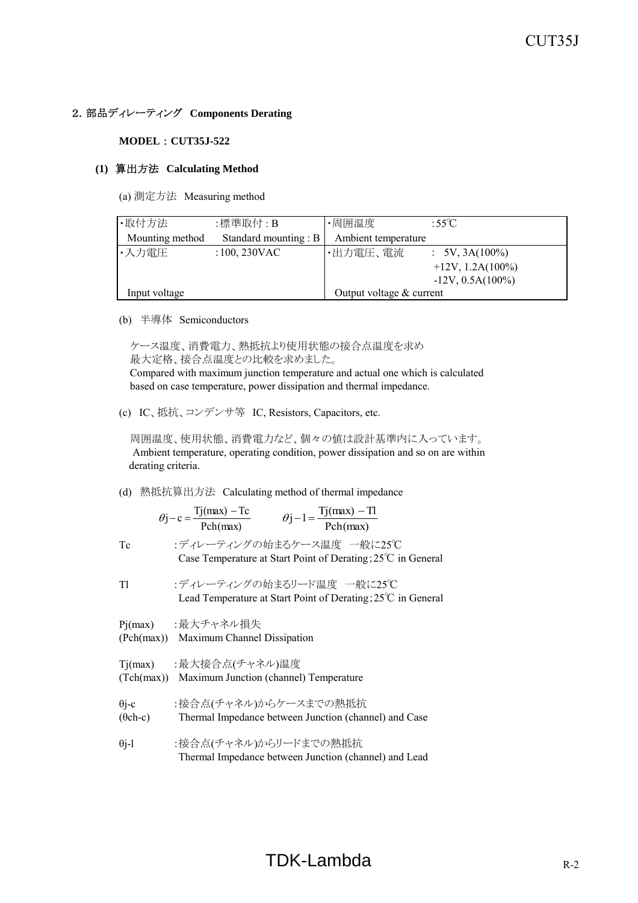## 2. 部品ディレーティング Components Derating

**MODEL：CUT35J-522**

### (1) 算出方法 Calculating Method

(a) 測定方法 Measuring method

| ・取付方法 | :標準取付 : B | ・周囲温度 | :55℃ |
|---|---|---|---|
| Mounting method | Standard mounting : B | Ambient temperature | |
| ・入力電圧 | :100, 230VAC | ・出力電圧、電流 | : 5V, 3A(100%)<br>+12V, 1.2A(100%)<br>-12V, 0.5A(100%) |
| Input voltage | | Output voltage & current | |

(b) 半導体 Semiconductors

ケース温度、消費電力、熱抵抗より使用状態の接合点温度を求め
最大定格、接合点温度との比較を求めました。
Compared with maximum junction temperature and actual one which is calculated based on case temperature, power dissipation and thermal impedance.

(c) IC、抵抗、コンデンサ等 IC, Resistors, Capacitors, etc.

周囲温度、使用状態、消費電力など、個々の値は設計基準内に入っています。
Ambient temperature, operating condition, power dissipation and so on are within derating criteria.

(d) 熱抵抗算出方法 Calculating method of thermal impedance

$$\theta j - c = \frac{Tj(max) - Tc}{Pch(max)} \qquad \theta j - l = \frac{Tj(max) - Tl}{Pch(max)}$$

Tc :ディレーティングの始まるケース温度 一般に25℃
Case Temperature at Start Point of Derating;25℃ in General

Tl :ディレーティングの始まるリード温度 一般に25℃
Lead Temperature at Start Point of Derating;25℃ in General

Pj(max) :最大チャネル損失
(Pch(max)) Maximum Channel Dissipation

Tj(max) :最大接合点(チャネル)温度
(Tch(max)) Maximum Junction (channel) Temperature

θj-c :接合点(チャネル)からケースまでの熱抵抗
(θch-c) Thermal Impedance between Junction (channel) and Case

θj-l :接合点(チャネル)からリードまでの熱抵抗
Thermal Impedance between Junction (channel) and Lead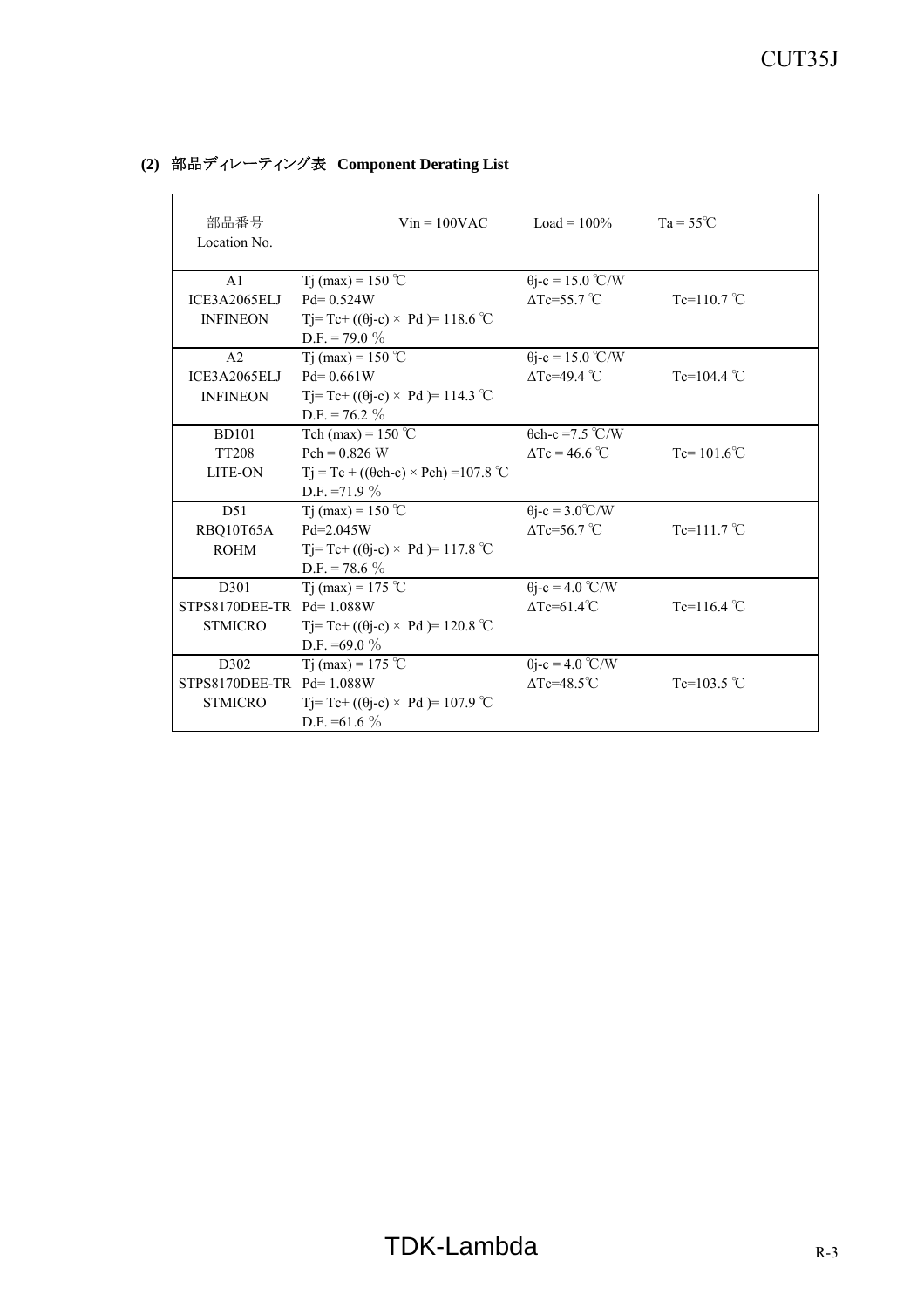## (2) 部品ディレーティング表 Component Derating List

| 部品番号<br>Location No. | Vin = 100VAC | Load = 100% | Ta = 55℃ |
|---|---|---|---|
| A1<br>ICE3A2065ELJ<br>INFINEON | Tj (max) = 150 ℃<br>Pd= 0.524W<br>Tj= Tc+ ((θj-c) × Pd )= 118.6 ℃<br>D.F. = 79.0 % | θj-c = 15.0 ℃/W<br>ΔTc=55.7 ℃ | <br>Tc=110.7 ℃ |
| A2<br>ICE3A2065ELJ<br>INFINEON | Tj (max) = 150 ℃<br>Pd= 0.661W<br>Tj= Tc+ ((θj-c) × Pd )= 114.3 ℃<br>D.F. = 76.2 % | θj-c = 15.0 ℃/W<br>ΔTc=49.4 ℃ | <br>Tc=104.4 ℃ |
| BD101<br>TT208<br>LITE-ON | Tch (max) = 150 ℃<br>Pch = 0.826 W<br>Tj = Tc + ((θch-c) × Pch) =107.8 ℃<br>D.F. =71.9 % | θch-c =7.5 ℃/W<br>ΔTc = 46.6 ℃ | <br>Tc= 101.6℃ |
| D51<br>RBQ10T65A<br>ROHM | Tj (max) = 150 ℃<br>Pd=2.045W<br>Tj= Tc+ ((θj-c) × Pd )= 117.8 ℃<br>D.F. = 78.6 % | θj-c = 3.0℃/W<br>ΔTc=56.7 ℃ | <br>Tc=111.7 ℃ |
| D301<br>STPS8170DEE-TR<br>STMICRO | Tj (max) = 175 ℃<br>Pd= 1.088W<br>Tj= Tc+ ((θj-c) × Pd )= 120.8 ℃<br>D.F. =69.0 % | θj-c = 4.0 ℃/W<br>ΔTc=61.4℃ | <br>Tc=116.4 ℃ |
| D302<br>STPS8170DEE-TR<br>STMICRO | Tj (max) = 175 ℃<br>Pd= 1.088W<br>Tj= Tc+ ((θj-c) × Pd )= 107.9 ℃<br>D.F. =61.6 % | θj-c = 4.0 ℃/W<br>ΔTc=48.5℃ | <br>Tc=103.5 ℃ |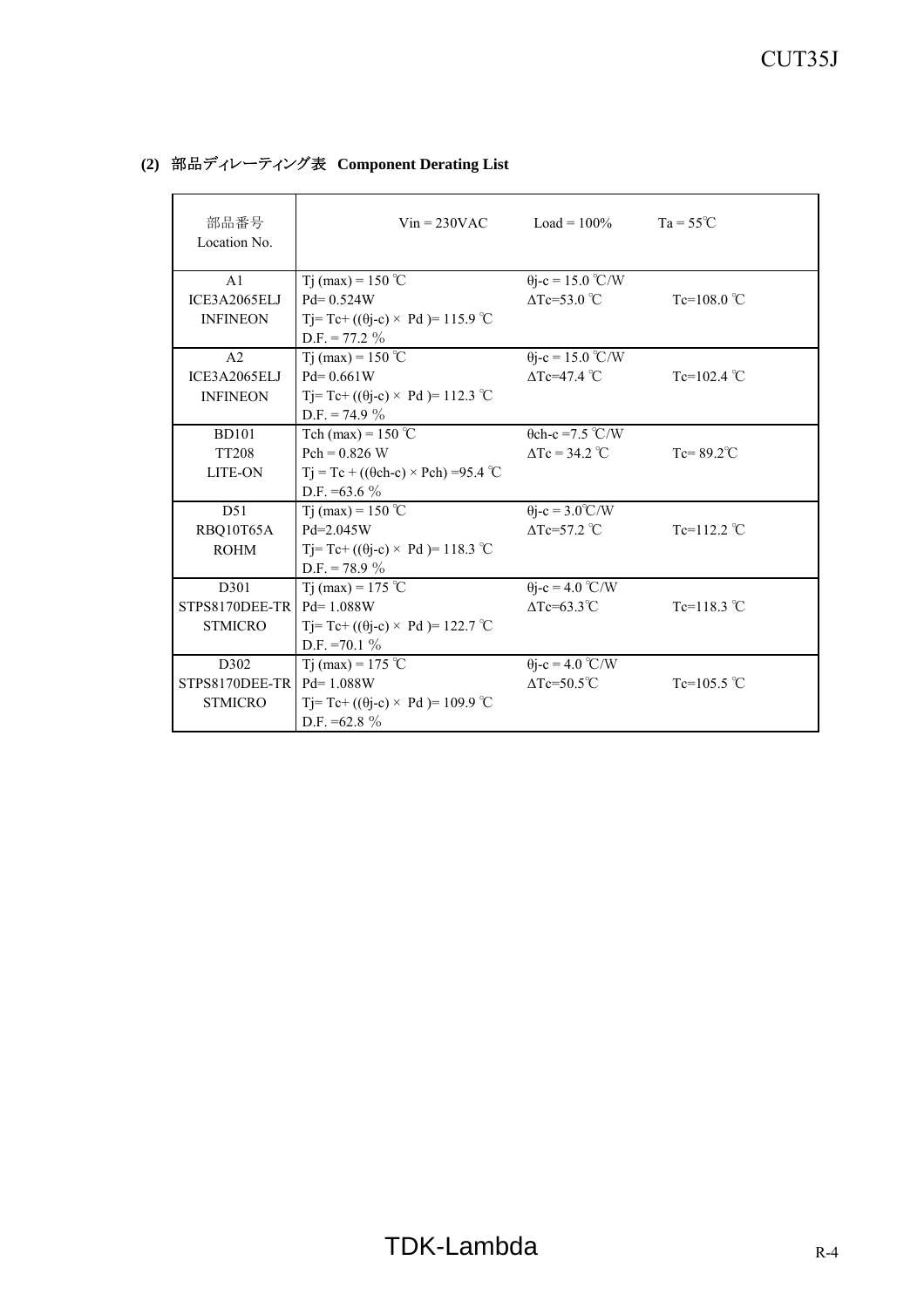### (2) 部品ディレーティング表 Component Derating List

| 部品番号<br>Location No. | Vin = 230VAC | Load = 100% | Ta = 55℃ |
|---|---|---|---|
| A1<br>ICE3A2065ELJ<br>INFINEON | Tj (max) = 150 ℃<br>Pd= 0.524W<br>Tj= Tc+ ((θj-c) × Pd )= 115.9 ℃<br>D.F. = 77.2 % | θj-c = 15.0 ℃/W<br>ΔTc=53.0 ℃ | <br>Tc=108.0 ℃ |
| A2<br>ICE3A2065ELJ<br>INFINEON | Tj (max) = 150 ℃<br>Pd= 0.661W<br>Tj= Tc+ ((θj-c) × Pd )= 112.3 ℃<br>D.F. = 74.9 % | θj-c = 15.0 ℃/W<br>ΔTc=47.4 ℃ | <br>Tc=102.4 ℃ |
| BD101<br>TT208<br>LITE-ON | Tch (max) = 150 ℃<br>Pch = 0.826 W<br>Tj = Tc + ((θch-c) × Pch) =95.4 ℃<br>D.F. =63.6 % | θch-c =7.5 ℃/W<br>ΔTc = 34.2 ℃ | <br>Tc= 89.2℃ |
| D51<br>RBQ10T65A<br>ROHM | Tj (max) = 150 ℃<br>Pd=2.045W<br>Tj= Tc+ ((θj-c) × Pd )= 118.3 ℃<br>D.F. = 78.9 % | θj-c = 3.0℃/W<br>ΔTc=57.2 ℃ | <br>Tc=112.2 ℃ |
| D301<br>STPS8170DEE-TR<br>STMICRO | Tj (max) = 175 ℃<br>Pd= 1.088W<br>Tj= Tc+ ((θj-c) × Pd )= 122.7 ℃<br>D.F. =70.1 % | θj-c = 4.0 ℃/W<br>ΔTc=63.3℃ | <br>Tc=118.3 ℃ |
| D302<br>STPS8170DEE-TR<br>STMICRO | Tj (max) = 175 ℃<br>Pd= 1.088W<br>Tj= Tc+ ((θj-c) × Pd )= 109.9 ℃<br>D.F. =62.8 % | θj-c = 4.0 ℃/W<br>ΔTc=50.5℃ | <br>Tc=105.5 ℃ |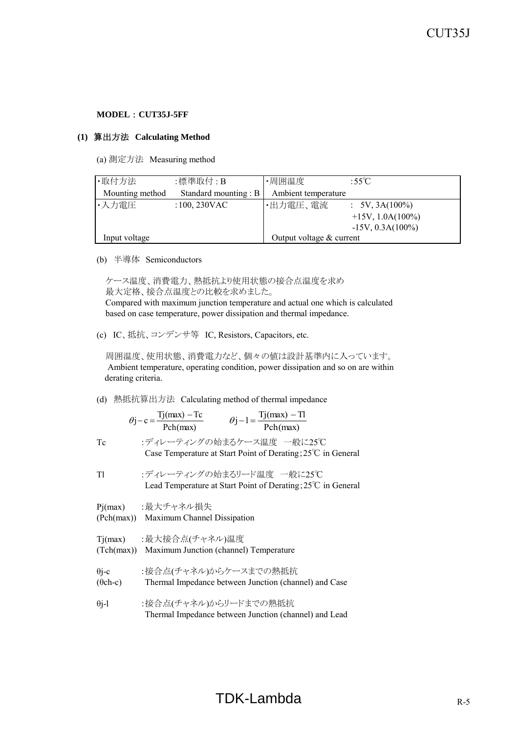**MODEL：CUT35J-5FF**

## (1) 算出方法　Calculating Method

(a) 測定方法　Measuring method

| ・取付方法 | :標準取付 : B | ・周囲温度 | :55℃ |
|---|---|---|---|
| Mounting method | Standard mounting : B | Ambient temperature | |
| ・入力電圧 | :100, 230VAC | ・出力電圧、電流 | : 5V, 3A(100%)<br>+15V, 1.0A(100%)<br>-15V, 0.3A(100%) |
| Input voltage | | Output voltage & current | |

(b) 半導体　Semiconductors

ケース温度、消費電力、熱抵抗より使用状態の接合点温度を求め
最大定格、接合点温度との比較を求めました。
Compared with maximum junction temperature and actual one which is calculated based on case temperature, power dissipation and thermal impedance.

(c) IC、抵抗、コンデンサ等　IC, Resistors, Capacitors, etc.

周囲温度、使用状態、消費電力など、個々の値は設計基準内に入っています。
Ambient temperature, operating condition, power dissipation and so on are within derating criteria.

(d) 熱抵抗算出方法　Calculating method of thermal impedance

$$\theta j-c=\frac{Tj(max)-Tc}{Pch(max)} \qquad \theta j-l=\frac{Tj(max)-Tl}{Pch(max)}$$

Tc　　:ディレーティングの始まるケース温度　一般に25℃
Case Temperature at Start Point of Derating;25℃ in General

Tl　　:ディレーティングの始まるリード温度　一般に25℃
Lead Temperature at Start Point of Derating;25℃ in General

Pj(max)　:最大チャネル損失
(Pch(max))　Maximum Channel Dissipation

Tj(max)　:最大接合点(チャネル)温度
(Tch(max))　Maximum Junction (channel) Temperature

θj-c　:接合点(チャネル)からケースまでの熱抵抗
(θch-c)　Thermal Impedance between Junction (channel) and Case

θj-l　:接合点(チャネル)からリードまでの熱抵抗
Thermal Impedance between Junction (channel) and Lead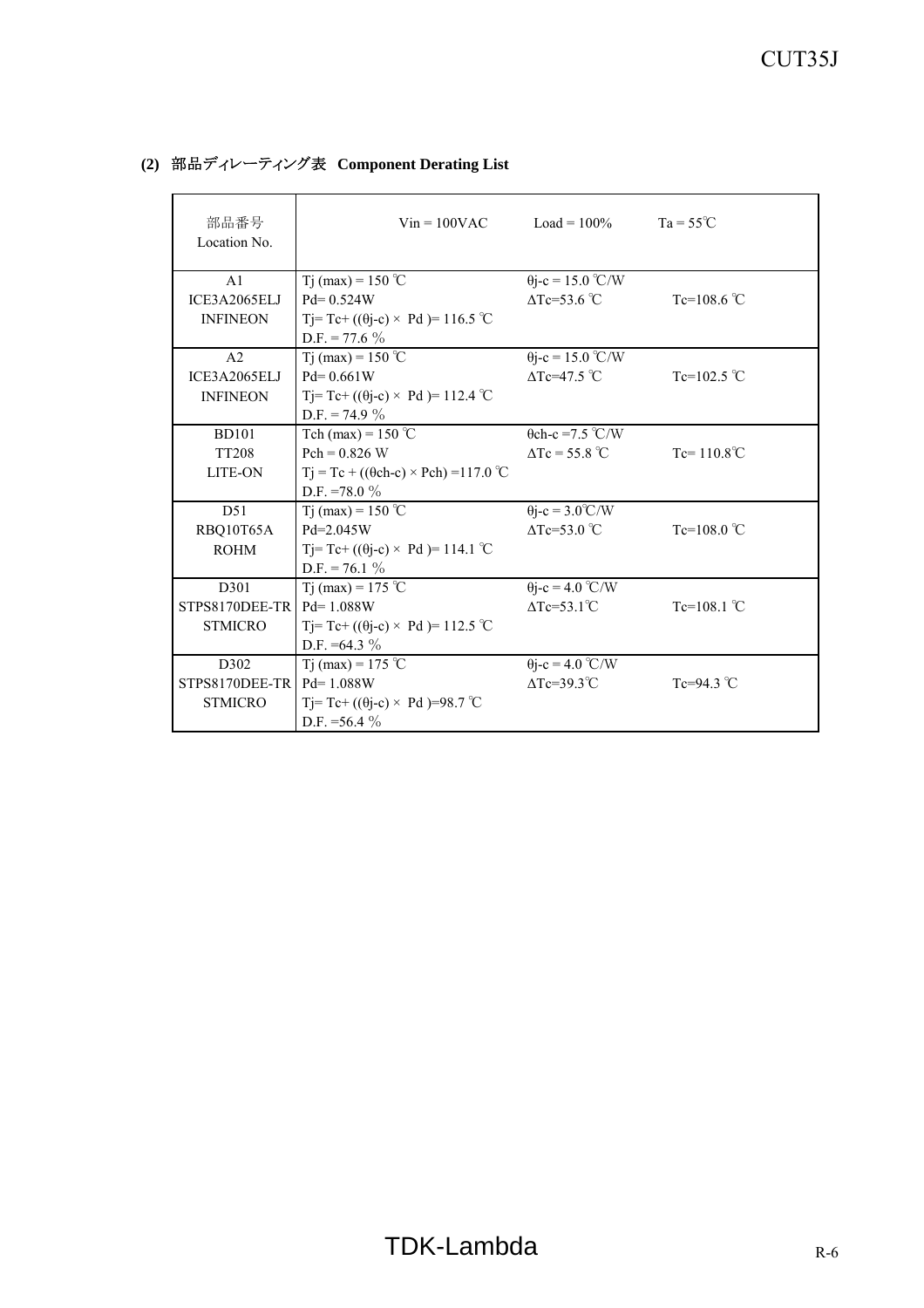**(2) 部品ディレーティング表 Component Derating List**

| 部品番号<br>Location No. | Vin = 100VAC | Load = 100% | Ta = 55℃ |
|---|---|---|---|
| A1<br>ICE3A2065ELJ<br>INFINEON | Tj (max) = 150 ℃<br>Pd= 0.524W<br>Tj= Tc+ ((θj-c) × Pd )= 116.5 ℃<br>D.F. = 77.6 % | θj-c = 15.0 ℃/W<br>ΔTc=53.6 ℃ | Tc=108.6 ℃ |
| A2<br>ICE3A2065ELJ<br>INFINEON | Tj (max) = 150 ℃<br>Pd= 0.661W<br>Tj= Tc+ ((θj-c) × Pd )= 112.4 ℃<br>D.F. = 74.9 % | θj-c = 15.0 ℃/W<br>ΔTc=47.5 ℃ | Tc=102.5 ℃ |
| BD101<br>TT208<br>LITE-ON | Tch (max) = 150 ℃<br>Pch = 0.826 W<br>Tj = Tc + ((θch-c) × Pch) =117.0 ℃<br>D.F. =78.0 % | θch-c =7.5 ℃/W<br>ΔTc = 55.8 ℃ | Tc= 110.8℃ |
| D51<br>RBQ10T65A<br>ROHM | Tj (max) = 150 ℃<br>Pd=2.045W<br>Tj= Tc+ ((θj-c) × Pd )= 114.1 ℃<br>D.F. = 76.1 % | θj-c = 3.0℃/W<br>ΔTc=53.0 ℃ | Tc=108.0 ℃ |
| D301<br>STPS8170DEE-TR<br>STMICRO | Tj (max) = 175 ℃<br>Pd= 1.088W<br>Tj= Tc+ ((θj-c) × Pd )= 112.5 ℃<br>D.F. =64.3 % | θj-c = 4.0 ℃/W<br>ΔTc=53.1℃ | Tc=108.1 ℃ |
| D302<br>STPS8170DEE-TR<br>STMICRO | Tj (max) = 175 ℃<br>Pd= 1.088W<br>Tj= Tc+ ((θj-c) × Pd )=98.7 ℃<br>D.F. =56.4 % | θj-c = 4.0 ℃/W<br>ΔTc=39.3℃ | Tc=94.3 ℃ |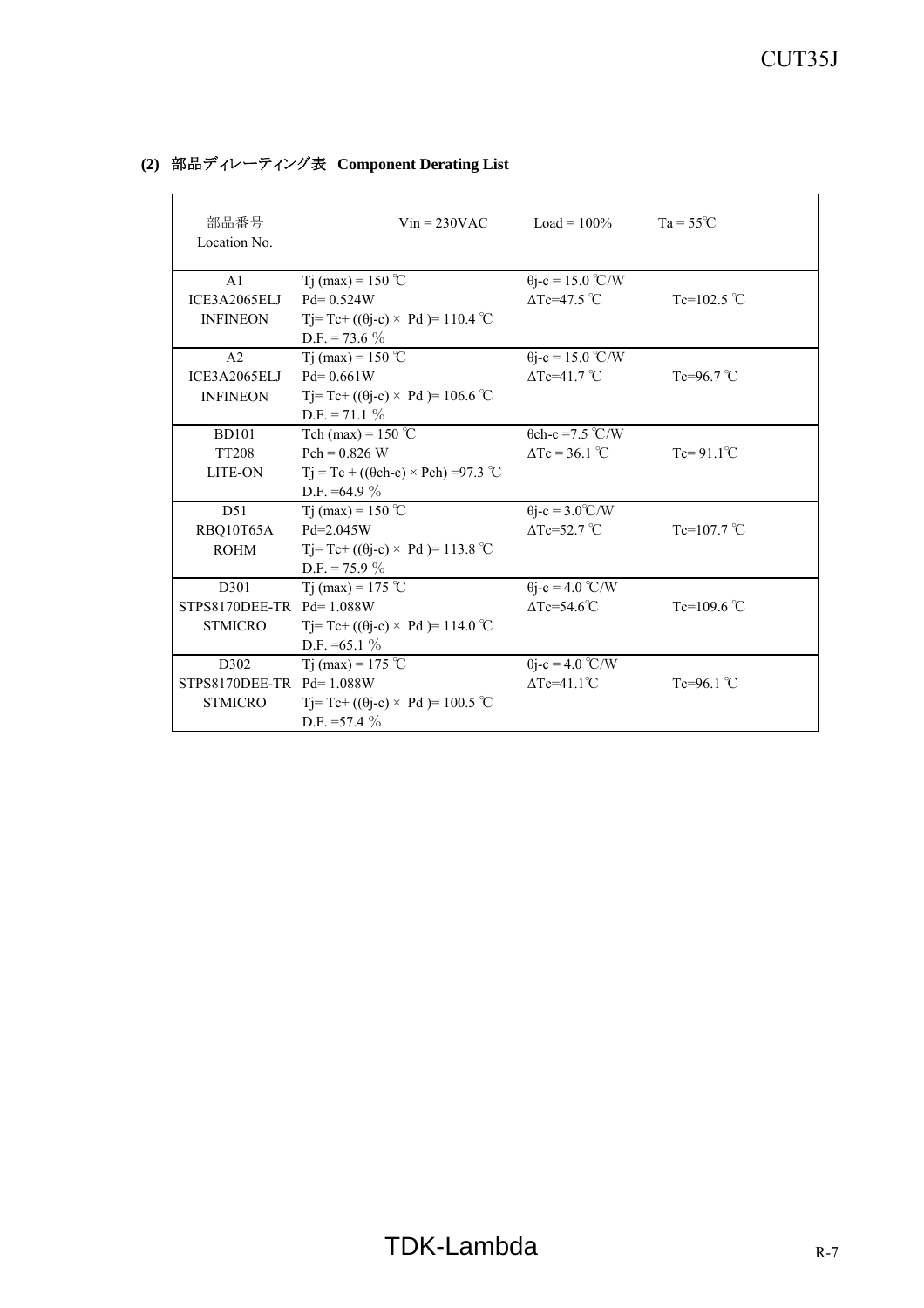**(2) 部品ディレーティング表 Component Derating List**

| 部品番号<br>Location No. | Vin = 230VAC | Load = 100% | Ta = 55℃ |
|---|---|---|---|
| A1<br>ICE3A2065ELJ<br>INFINEON | Tj (max) = 150 ℃<br>Pd= 0.524W<br>Tj= Tc+ ((θj-c) × Pd )= 110.4 ℃<br>D.F. = 73.6 % | θj-c = 15.0 ℃/W<br>ΔTc=47.5 ℃ | <br>Tc=102.5 ℃ |
| A2<br>ICE3A2065ELJ<br>INFINEON | Tj (max) = 150 ℃<br>Pd= 0.661W<br>Tj= Tc+ ((θj-c) × Pd )= 106.6 ℃<br>D.F. = 71.1 % | θj-c = 15.0 ℃/W<br>ΔTc=41.7 ℃ | <br>Tc=96.7 ℃ |
| BD101<br>TT208<br>LITE-ON | Tch (max) = 150 ℃<br>Pch = 0.826 W<br>Tj = Tc + ((θch-c) × Pch) =97.3 ℃<br>D.F. =64.9 % | θch-c =7.5 ℃/W<br>ΔTc = 36.1 ℃ | <br>Tc= 91.1℃ |
| D51<br>RBQ10T65A<br>ROHM | Tj (max) = 150 ℃<br>Pd=2.045W<br>Tj= Tc+ ((θj-c) × Pd )= 113.8 ℃<br>D.F. = 75.9 % | θj-c = 3.0℃/W<br>ΔTc=52.7 ℃ | <br>Tc=107.7 ℃ |
| D301<br>STPS8170DEE-TR<br>STMICRO | Tj (max) = 175 ℃<br>Pd= 1.088W<br>Tj= Tc+ ((θj-c) × Pd )= 114.0 ℃<br>D.F. =65.1 % | θj-c = 4.0 ℃/W<br>ΔTc=54.6℃ | <br>Tc=109.6 ℃ |
| D302<br>STPS8170DEE-TR<br>STMICRO | Tj (max) = 175 ℃<br>Pd= 1.088W<br>Tj= Tc+ ((θj-c) × Pd )= 100.5 ℃<br>D.F. =57.4 % | θj-c = 4.0 ℃/W<br>ΔTc=41.1℃ | <br>Tc=96.1 ℃ |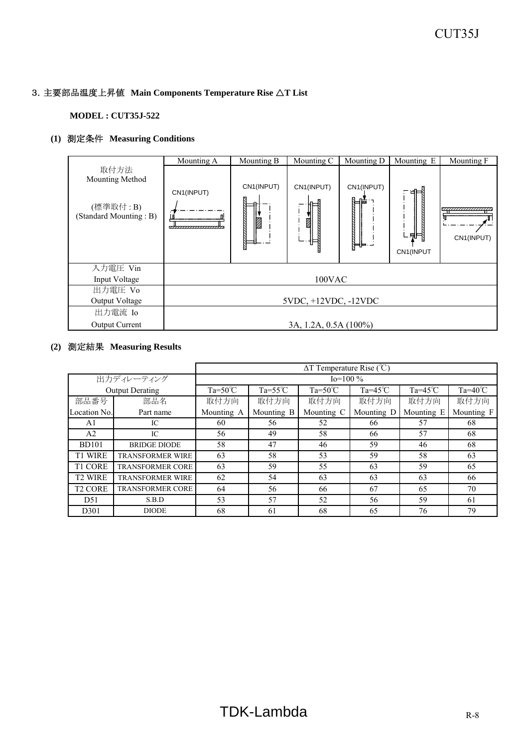## 3. 主要部品温度上昇値 Main Components Temperature Rise △T List

**MODEL : CUT35J-522**

### (1) 測定条件 Measuring Conditions

| | Mounting A | Mounting B | Mounting C | Mounting D | Mounting E | Mounting F |
|---|---|---|---|---|---|---|
| 取付方法<br>Mounting Method<br><br>(標準取付 : B)<br>(Standard Mounting : B) | CN1(INPUT) | CN1(INPUT) | CN1(INPUT) | CN1(INPUT) | CN1(INPUT | CN1(INPUT) |
| 入力電圧 Vin<br>Input Voltage | 100VAC | | | | | |
| 出力電圧 Vo<br>Output Voltage | 5VDC, +12VDC, -12VDC | | | | | |
| 出力電流 Io<br>Output Current | 3A, 1.2A, 0.5A (100%) | | | | | |

### (2) 測定結果 Measuring Results

| | | ΔT Temperature Rise (℃) | | | | | |
|---|---|---|---|---|---|---|---|
| 出力ディレーティング | | Io=100 % | | | | | |
| Output Derating | | Ta=50℃ | Ta=55℃ | Ta=50℃ | Ta=45℃ | Ta=45℃ | Ta=40℃ |
| 部品番号<br>Location No. | 部品名<br>Part name | 取付方向<br>Mounting A | 取付方向<br>Mounting B | 取付方向<br>Mounting C | 取付方向<br>Mounting D | 取付方向<br>Mounting E | 取付方向<br>Mounting F |
| A1 | IC | 60 | 56 | 52 | 66 | 57 | 68 |
| A2 | IC | 56 | 49 | 58 | 66 | 57 | 68 |
| BD101 | BRIDGE DIODE | 58 | 47 | 46 | 59 | 46 | 68 |
| T1 WIRE | TRANSFORMER WIRE | 63 | 58 | 53 | 59 | 58 | 63 |
| T1 CORE | TRANSFORMER CORE | 63 | 59 | 55 | 63 | 59 | 65 |
| T2 WIRE | TRANSFORMER WIRE | 62 | 54 | 63 | 63 | 63 | 66 |
| T2 CORE | TRANSFORMER CORE | 64 | 56 | 66 | 67 | 65 | 70 |
| D51 | S.B.D | 53 | 57 | 52 | 56 | 59 | 61 |
| D301 | DIODE | 68 | 61 | 68 | 65 | 76 | 79 |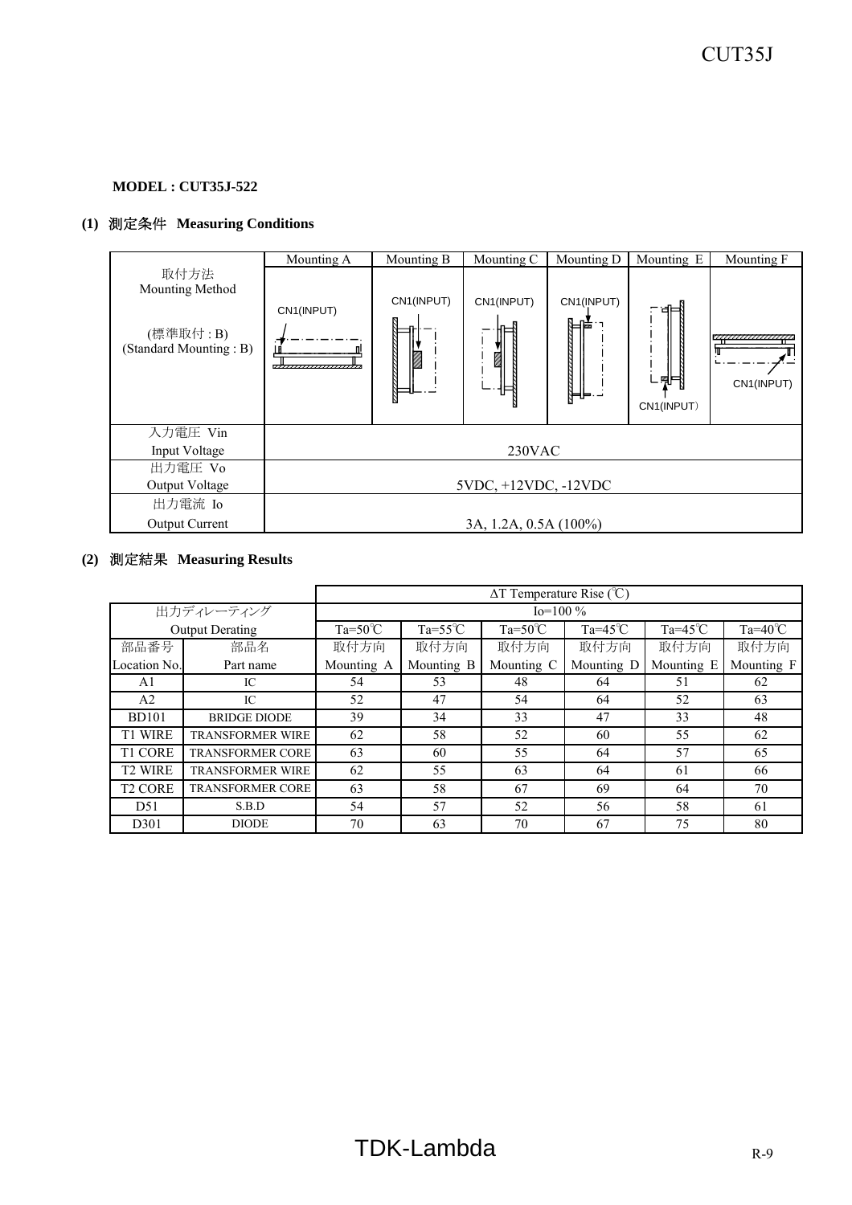**MODEL : CUT35J-522**

**(1) 測定条件 Measuring Conditions**

| 取付方法 Mounting Method (標準取付 : B) (Standard Mounting : B) | Mounting A | Mounting B | Mounting C | Mounting D | Mounting E | Mounting F |
|---|---|---|---|---|---|---|
| | CN1(INPUT) | CN1(INPUT) | CN1(INPUT) | CN1(INPUT) | CN1(INPUT) | CN1(INPUT) |
| 入力電圧 Vin Input Voltage | 230VAC | | | | | |
| 出力電圧 Vo Output Voltage | 5VDC, +12VDC, -12VDC | | | | | |
| 出力電流 Io Output Current | 3A, 1.2A, 0.5A (100%) | | | | | |

**(2) 測定結果 Measuring Results**

| | | ΔT Temperature Rise (℃) | | | | | |
|---|---|---|---|---|---|---|---|
| 出力ディレーティング | | Io=100 % | | | | | |
| Output Derating | | Ta=50℃ | Ta=55℃ | Ta=50℃ | Ta=45℃ | Ta=45℃ | Ta=40℃ |
| 部品番号 Location No. | 部品名 Part name | 取付方向 Mounting A | 取付方向 Mounting B | 取付方向 Mounting C | 取付方向 Mounting D | 取付方向 Mounting E | 取付方向 Mounting F |
| A1 | IC | 54 | 53 | 48 | 64 | 51 | 62 |
| A2 | IC | 52 | 47 | 54 | 64 | 52 | 63 |
| BD101 | BRIDGE DIODE | 39 | 34 | 33 | 47 | 33 | 48 |
| T1 WIRE | TRANSFORMER WIRE | 62 | 58 | 52 | 60 | 55 | 62 |
| T1 CORE | TRANSFORMER CORE | 63 | 60 | 55 | 64 | 57 | 65 |
| T2 WIRE | TRANSFORMER WIRE | 62 | 55 | 63 | 64 | 61 | 66 |
| T2 CORE | TRANSFORMER CORE | 63 | 58 | 67 | 69 | 64 | 70 |
| D51 | S.B.D | 54 | 57 | 52 | 56 | 58 | 61 |
| D301 | DIODE | 70 | 63 | 70 | 67 | 75 | 80 |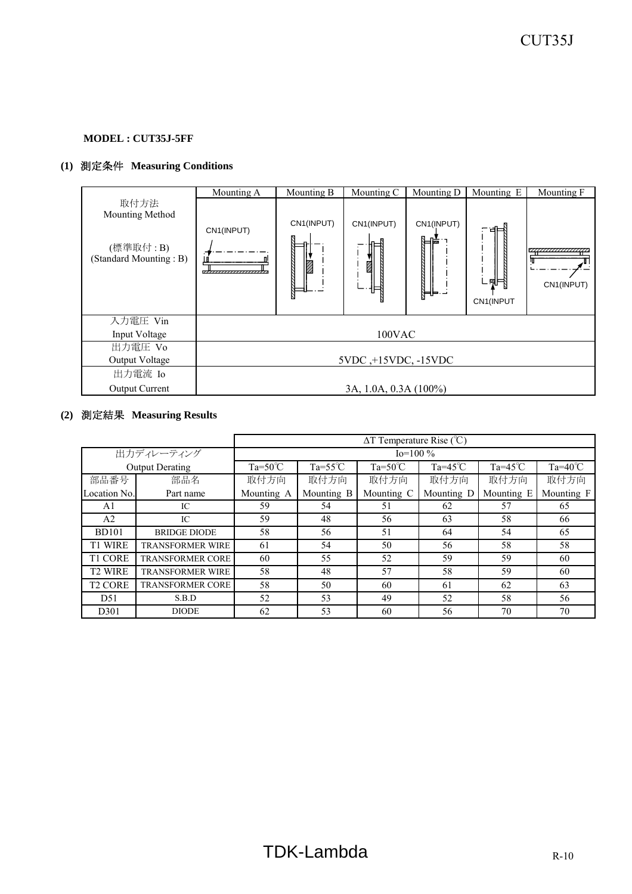**MODEL : CUT35J-5FF**

**(1) 測定条件 Measuring Conditions**

| | Mounting A | Mounting B | Mounting C | Mounting D | Mounting E | Mounting F |
|---|---|---|---|---|---|---|
| 取付方法<br>Mounting Method<br><br>(標準取付 : B)<br>(Standard Mounting : B) | CN1(INPUT) | CN1(INPUT) | CN1(INPUT) | CN1(INPUT) | CN1(INPUT | CN1(INPUT) |
| 入力電圧 Vin<br>Input Voltage | 100VAC | | | | | |
| 出力電圧 Vo<br>Output Voltage | 5VDC ,+15VDC, -15VDC | | | | | |
| 出力電流 Io<br>Output Current | 3A, 1.0A, 0.3A (100%) | | | | | |

**(2) 測定結果 Measuring Results**

| | | ΔT Temperature Rise (℃) | | | | | |
|---|---|---|---|---|---|---|---|
| 出力ディレーティング | | Io=100 % | | | | | |
| Output Derating | | Ta=50℃ | Ta=55℃ | Ta=50℃ | Ta=45℃ | Ta=45℃ | Ta=40℃ |
| 部品番号<br>Location No. | 部品名<br>Part name | 取付方向<br>Mounting A | 取付方向<br>Mounting B | 取付方向<br>Mounting C | 取付方向<br>Mounting D | 取付方向<br>Mounting E | 取付方向<br>Mounting F |
| A1 | IC | 59 | 54 | 51 | 62 | 57 | 65 |
| A2 | IC | 59 | 48 | 56 | 63 | 58 | 66 |
| BD101 | BRIDGE DIODE | 58 | 56 | 51 | 64 | 54 | 65 |
| T1 WIRE | TRANSFORMER WIRE | 61 | 54 | 50 | 56 | 58 | 58 |
| T1 CORE | TRANSFORMER CORE | 60 | 55 | 52 | 59 | 59 | 60 |
| T2 WIRE | TRANSFORMER WIRE | 58 | 48 | 57 | 58 | 59 | 60 |
| T2 CORE | TRANSFORMER CORE | 58 | 50 | 60 | 61 | 62 | 63 |
| D51 | S.B.D | 52 | 53 | 49 | 52 | 58 | 56 |
| D301 | DIODE | 62 | 53 | 60 | 56 | 70 | 70 |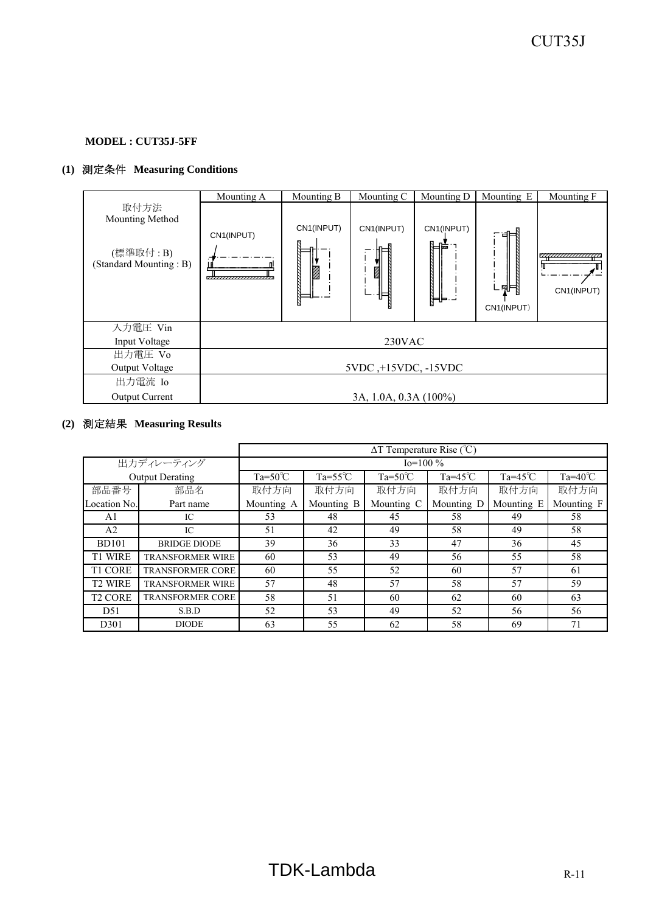**MODEL : CUT35J-5FF**

**(1) 測定条件 Measuring Conditions**

| | Mounting A | Mounting B | Mounting C | Mounting D | Mounting E | Mounting F |
|---|---|---|---|---|---|---|
| 取付方法<br>Mounting Method<br><br>(標準取付 : B)<br>(Standard Mounting : B) | CN1(INPUT) | CN1(INPUT) | CN1(INPUT) | CN1(INPUT) | CN1(INPUT) | CN1(INPUT) |
| 入力電圧 Vin<br>Input Voltage | 230VAC | | | | | |
| 出力電圧 Vo<br>Output Voltage | 5VDC ,+15VDC, -15VDC | | | | | |
| 出力電流 Io<br>Output Current | 3A, 1.0A, 0.3A (100%) | | | | | |

**(2) 測定結果 Measuring Results**

| | | ΔT Temperature Rise (℃) | | | | | |
|---|---|---|---|---|---|---|---|
| 出力ディレーティング | | Io=100 % | | | | | |
| Output Derating | | Ta=50℃ | Ta=55℃ | Ta=50℃ | Ta=45℃ | Ta=45℃ | Ta=40℃ |
| 部品番号<br>Location No. | 部品名<br>Part name | 取付方向<br>Mounting A | 取付方向<br>Mounting B | 取付方向<br>Mounting C | 取付方向<br>Mounting D | 取付方向<br>Mounting E | 取付方向<br>Mounting F |
| A1 | IC | 53 | 48 | 45 | 58 | 49 | 58 |
| A2 | IC | 51 | 42 | 49 | 58 | 49 | 58 |
| BD101 | BRIDGE DIODE | 39 | 36 | 33 | 47 | 36 | 45 |
| T1 WIRE | TRANSFORMER WIRE | 60 | 53 | 49 | 56 | 55 | 58 |
| T1 CORE | TRANSFORMER CORE | 60 | 55 | 52 | 60 | 57 | 61 |
| T2 WIRE | TRANSFORMER WIRE | 57 | 48 | 57 | 58 | 57 | 59 |
| T2 CORE | TRANSFORMER CORE | 58 | 51 | 60 | 62 | 60 | 63 |
| D51 | S.B.D | 52 | 53 | 49 | 52 | 56 | 56 |
| D301 | DIODE | 63 | 55 | 62 | 58 | 69 | 71 |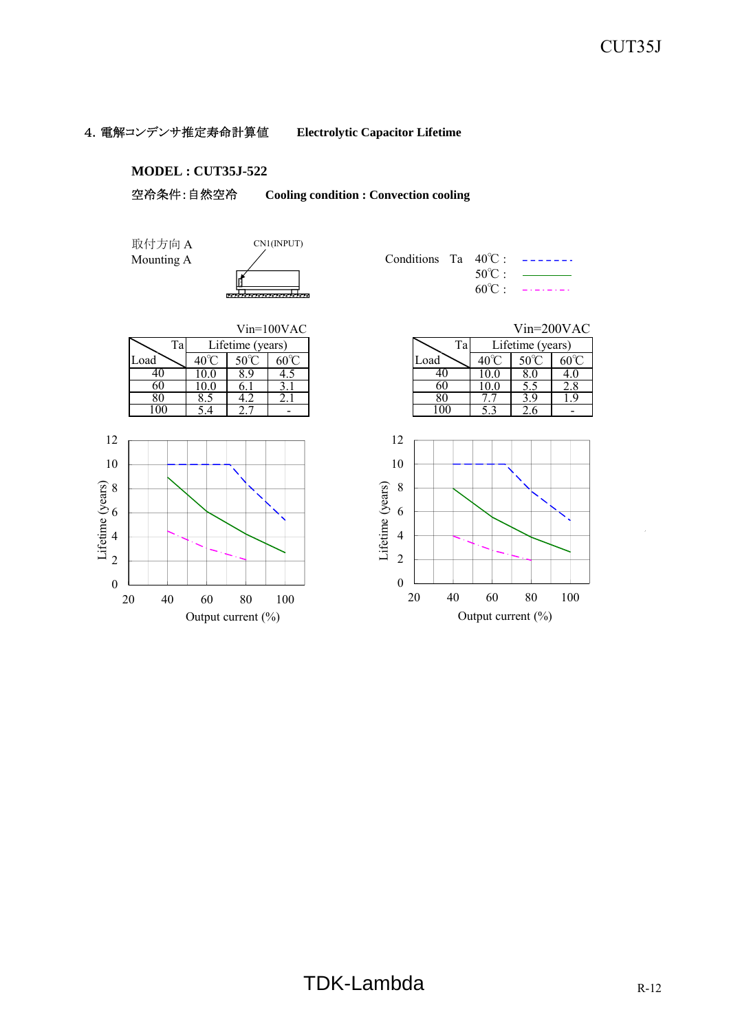## 4. 電解コンデンサ推定寿命計算値 **Electrolytic Capacitor Lifetime**

**MODEL : CUT35J-522**

空冷条件 : 自然空冷 **Cooling condition : Convection cooling**

取付方向 A
Mounting A

CN1(INPUT)

Conditions Ta 40℃ : (dashed line)
50℃ : (solid line)
60℃ : (dash-dot line)

Vin=100VAC

| Load \ Ta | Lifetime (years) | | |
|---|---|---|---|
| | 40℃ | 50℃ | 60℃ |
| 40 | 10.0 | 8.9 | 4.5 |
| 60 | 10.0 | 6.1 | 3.1 |
| 80 | 8.5 | 4.2 | 2.1 |
| 100 | 5.4 | 2.7 | - |

Vin=200VAC

| Load \ Ta | Lifetime (years) | | |
|---|---|---|---|
| | 40℃ | 50℃ | 60℃ |
| 40 | 10.0 | 8.0 | 4.0 |
| 60 | 10.0 | 5.5 | 2.8 |
| 80 | 7.7 | 3.9 | 1.9 |
| 100 | 5.3 | 2.6 | - |

Lifetime (years) vs. Output current (%) — Vin=100VAC

Lifetime (years) vs. Output current (%) — Vin=200VAC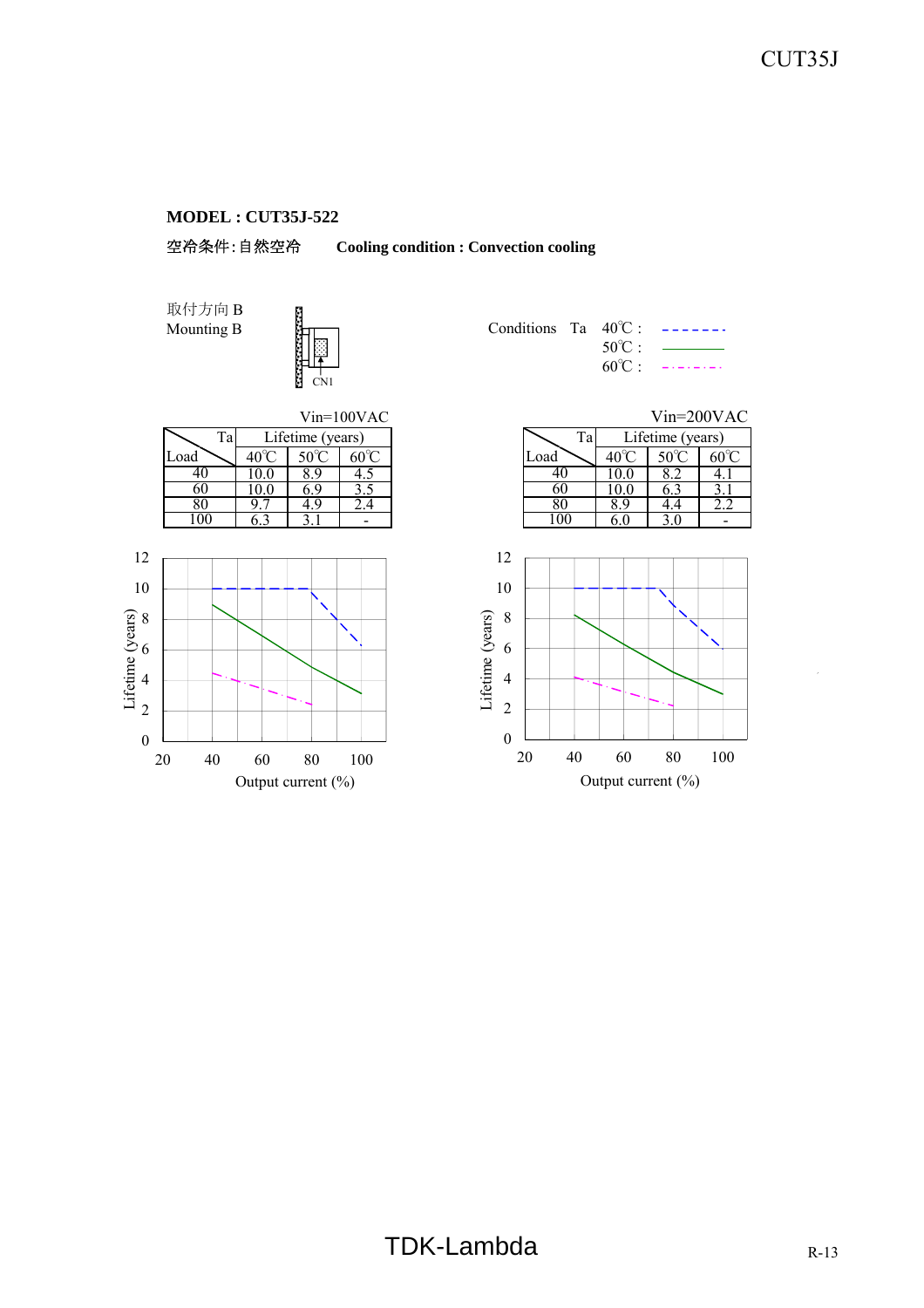**MODEL : CUT35J-522**

空冷条件 : 自然空冷　　**Cooling condition : Convection cooling**

取付方向 B
Mounting B

CN1

Conditions　Ta　40℃ : - - - - - -
50℃ : ———
60℃ : -·-·-·-

Vin=100VAC

| Load \ Ta | Lifetime (years) | | |
|---|---|---|---|
| | 40℃ | 50℃ | 60℃ |
| 40 | 10.0 | 8.9 | 4.5 |
| 60 | 10.0 | 6.9 | 3.5 |
| 80 | 9.7 | 4.9 | 2.4 |
| 100 | 6.3 | 3.1 | - |

Vin=200VAC

| Load \ Ta | Lifetime (years) | | |
|---|---|---|---|
| | 40℃ | 50℃ | 60℃ |
| 40 | 10.0 | 8.2 | 4.1 |
| 60 | 10.0 | 6.3 | 3.1 |
| 80 | 8.9 | 4.4 | 2.2 |
| 100 | 6.0 | 3.0 | - |

Lifetime (years)

Output current (%)

Lifetime (years)

Output current (%)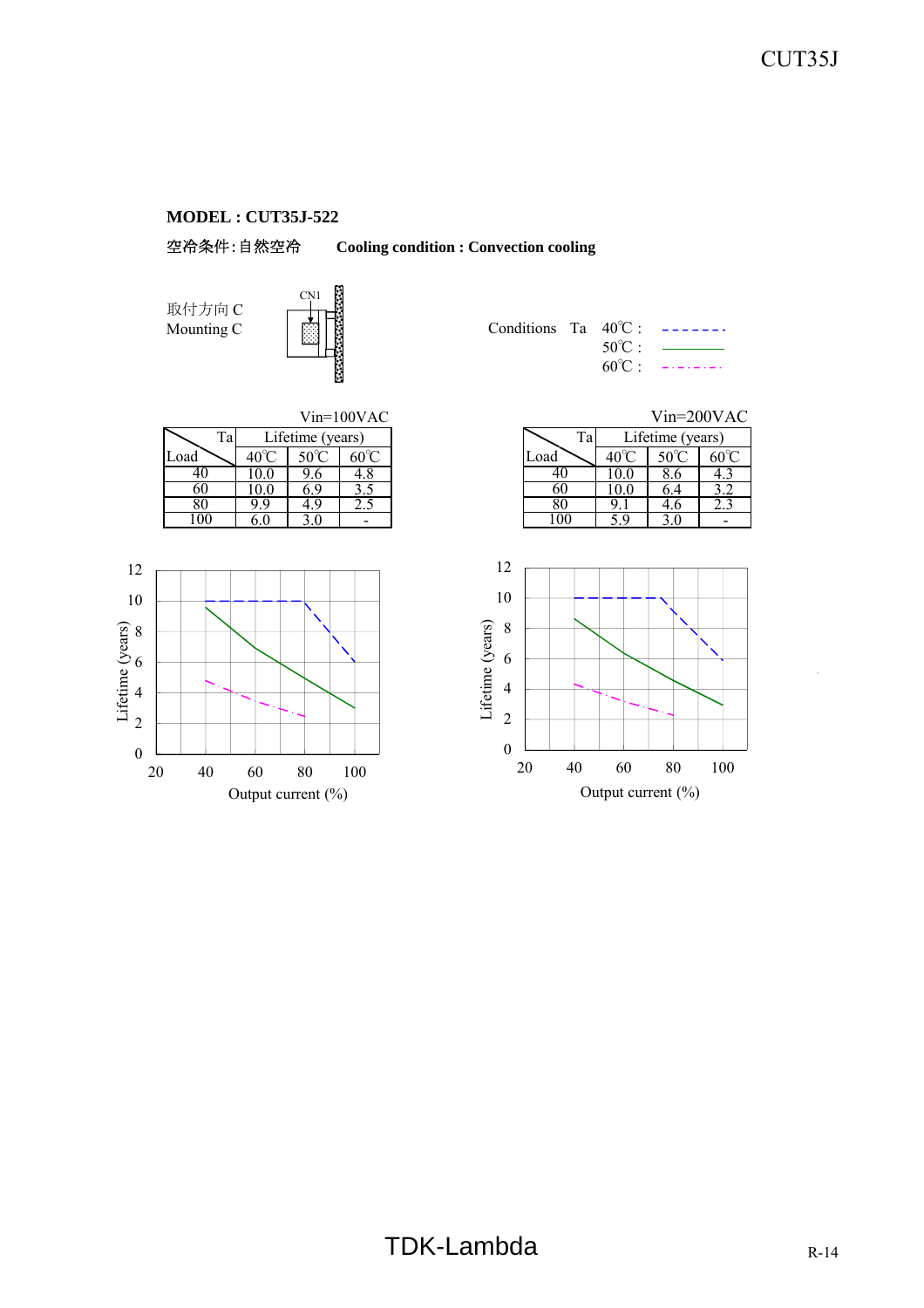**MODEL : CUT35J-522**

空冷条件:自然空冷　　**Cooling condition : Convection cooling**

取付方向 C
Mounting C

Conditions　Ta　40℃ : - - - - - - -
　　　　　　　　50℃ : ———
　　　　　　　　60℃ : - · - · - · -

Vin=100VAC

| Load \ Ta | Lifetime (years) 40℃ | 50℃ | 60℃ |
|---|---|---|---|
| 40 | 10.0 | 9.6 | 4.8 |
| 60 | 10.0 | 6.9 | 3.5 |
| 80 | 9.9 | 4.9 | 2.5 |
| 100 | 6.0 | 3.0 | - |

Vin=200VAC

| Load \ Ta | Lifetime (years) 40℃ | 50℃ | 60℃ |
|---|---|---|---|
| 40 | 10.0 | 8.6 | 4.3 |
| 60 | 10.0 | 6.4 | 3.2 |
| 80 | 9.1 | 4.6 | 2.3 |
| 100 | 5.9 | 3.0 | - |

Lifetime (years) vs. Output current (%)

Lifetime (years) vs. Output current (%)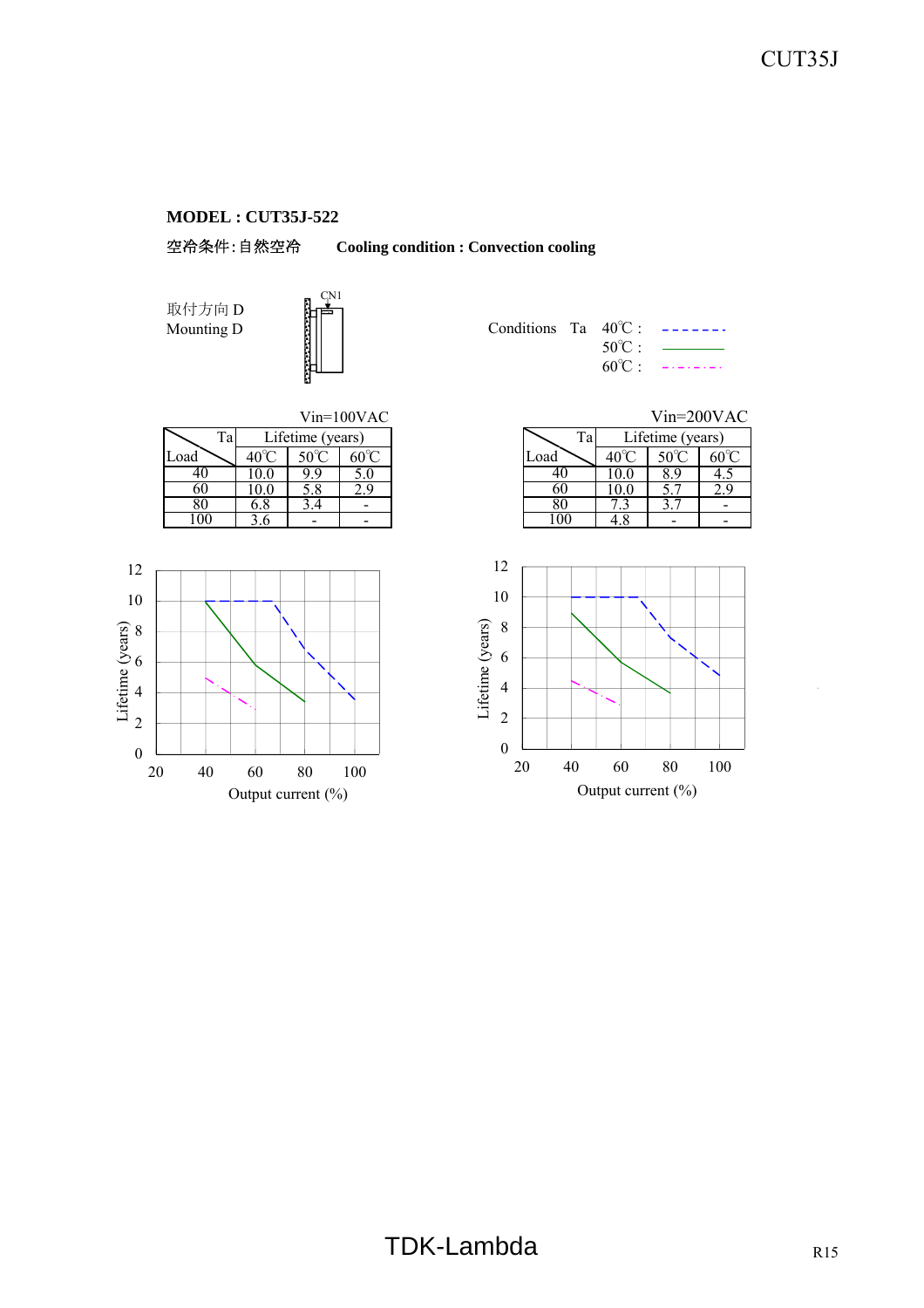**MODEL : CUT35J-522**

空冷条件:自然空冷　　**Cooling condition : Convection cooling**

取付方向 D
Mounting D

Conditions　Ta　40℃ : - - - - - - -
50℃ : ———
60℃ : - · - · - · -

Vin=100VAC

| Load \ Ta | Lifetime (years) 40℃ | 50℃ | 60℃ |
|---|---|---|---|
| 40 | 10.0 | 9.9 | 5.0 |
| 60 | 10.0 | 5.8 | 2.9 |
| 80 | 6.8 | 3.4 | - |
| 100 | 3.6 | - | - |

Vin=200VAC

| Load \ Ta | Lifetime (years) 40℃ | 50℃ | 60℃ |
|---|---|---|---|
| 40 | 10.0 | 8.9 | 4.5 |
| 60 | 10.0 | 5.7 | 2.9 |
| 80 | 7.3 | 3.7 | - |
| 100 | 4.8 | - | - |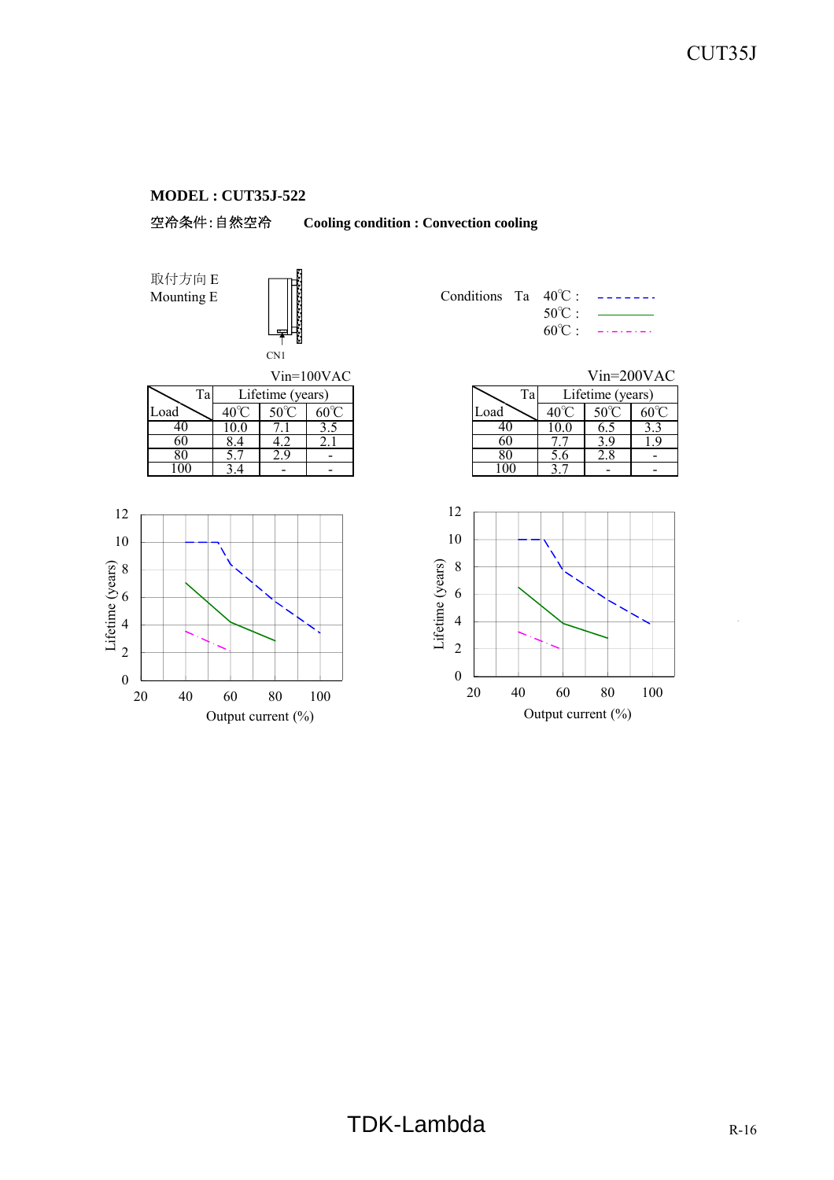**MODEL : CUT35J-522**

空冷条件:自然空冷　　**Cooling condition : Convection cooling**

取付方向 E
Mounting E

CN1

Conditions　Ta　40℃ : - - - - - - -
50℃ : ———————
60℃ : - · - · - · -

Vin=100VAC

| Load \ Ta | Lifetime (years) | | |
|---|---|---|---|
| | 40℃ | 50℃ | 60℃ |
| 40 | 10.0 | 7.1 | 3.5 |
| 60 | 8.4 | 4.2 | 2.1 |
| 80 | 5.7 | 2.9 | - |
| 100 | 3.4 | - | - |

Vin=200VAC

| Load \ Ta | Lifetime (years) | | |
|---|---|---|---|
| | 40℃ | 50℃ | 60℃ |
| 40 | 10.0 | 6.5 | 3.3 |
| 60 | 7.7 | 3.9 | 1.9 |
| 80 | 5.6 | 2.8 | - |
| 100 | 3.7 | - | - |

Lifetime (years) vs Output current (%)

Lifetime (years) vs Output current (%)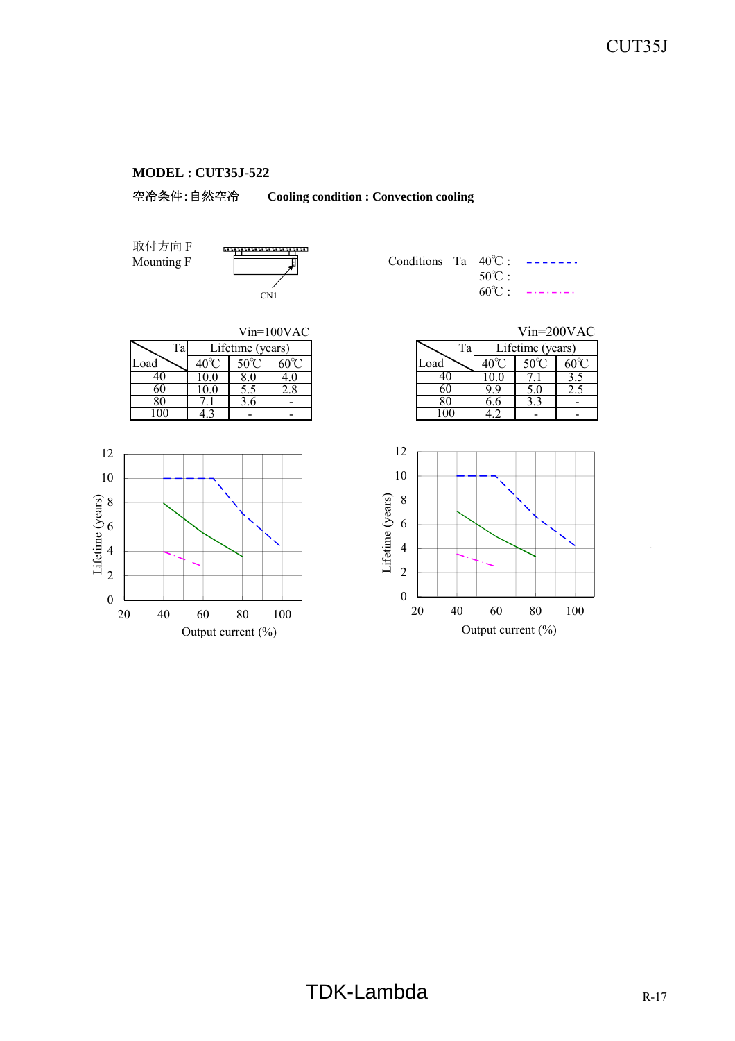**MODEL : CUT35J-522**

空冷条件:自然空冷　　**Cooling condition : Convection cooling**

取付方向 F
Mounting F

CN1

Conditions　Ta　40℃ : - - - - - - -
50℃ : ———————
60℃ : -・-・-・-

Vin=100VAC

| Load \ Ta | Lifetime (years) | | |
|---|---|---|---|
| | 40℃ | 50℃ | 60℃ |
| 40 | 10.0 | 8.0 | 4.0 |
| 60 | 10.0 | 5.5 | 2.8 |
| 80 | 7.1 | 3.6 | - |
| 100 | 4.3 | - | - |

Vin=200VAC

| Load \ Ta | Lifetime (years) | | |
|---|---|---|---|
| | 40℃ | 50℃ | 60℃ |
| 40 | 10.0 | 7.1 | 3.5 |
| 60 | 9.9 | 5.0 | 2.5 |
| 80 | 6.6 | 3.3 | - |
| 100 | 4.2 | - | - |

Lifetime (years) vs. Output current (%) — Vin=100VAC

Lifetime (years) vs. Output current (%) — Vin=200VAC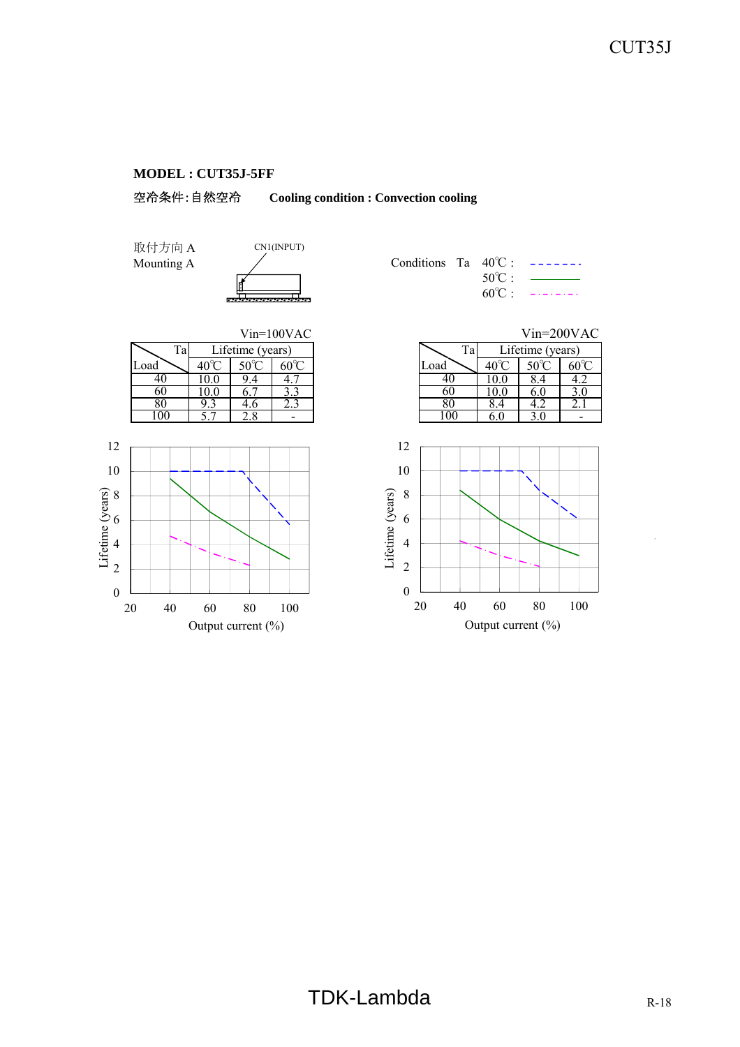**MODEL : CUT35J-5FF**

空冷条件：自然空冷　　**Cooling condition : Convection cooling**

取付方向 A
Mounting A

CN1(INPUT)

Conditions Ta 40℃ : - - - - - - -
50℃ : ———
60℃ : -·-·-·-

Vin=100VAC

| Load \ Ta | Lifetime (years) | | |
|---|---|---|---|
| | 40℃ | 50℃ | 60℃ |
| 40 | 10.0 | 9.4 | 4.7 |
| 60 | 10.0 | 6.7 | 3.3 |
| 80 | 9.3 | 4.6 | 2.3 |
| 100 | 5.7 | 2.8 | - |

Vin=200VAC

| Load \ Ta | Lifetime (years) | | |
|---|---|---|---|
| | 40℃ | 50℃ | 60℃ |
| 40 | 10.0 | 8.4 | 4.2 |
| 60 | 10.0 | 6.0 | 3.0 |
| 80 | 8.4 | 4.2 | 2.1 |
| 100 | 6.0 | 3.0 | - |

Lifetime (years)

Output current (%)

Lifetime (years)

Output current (%)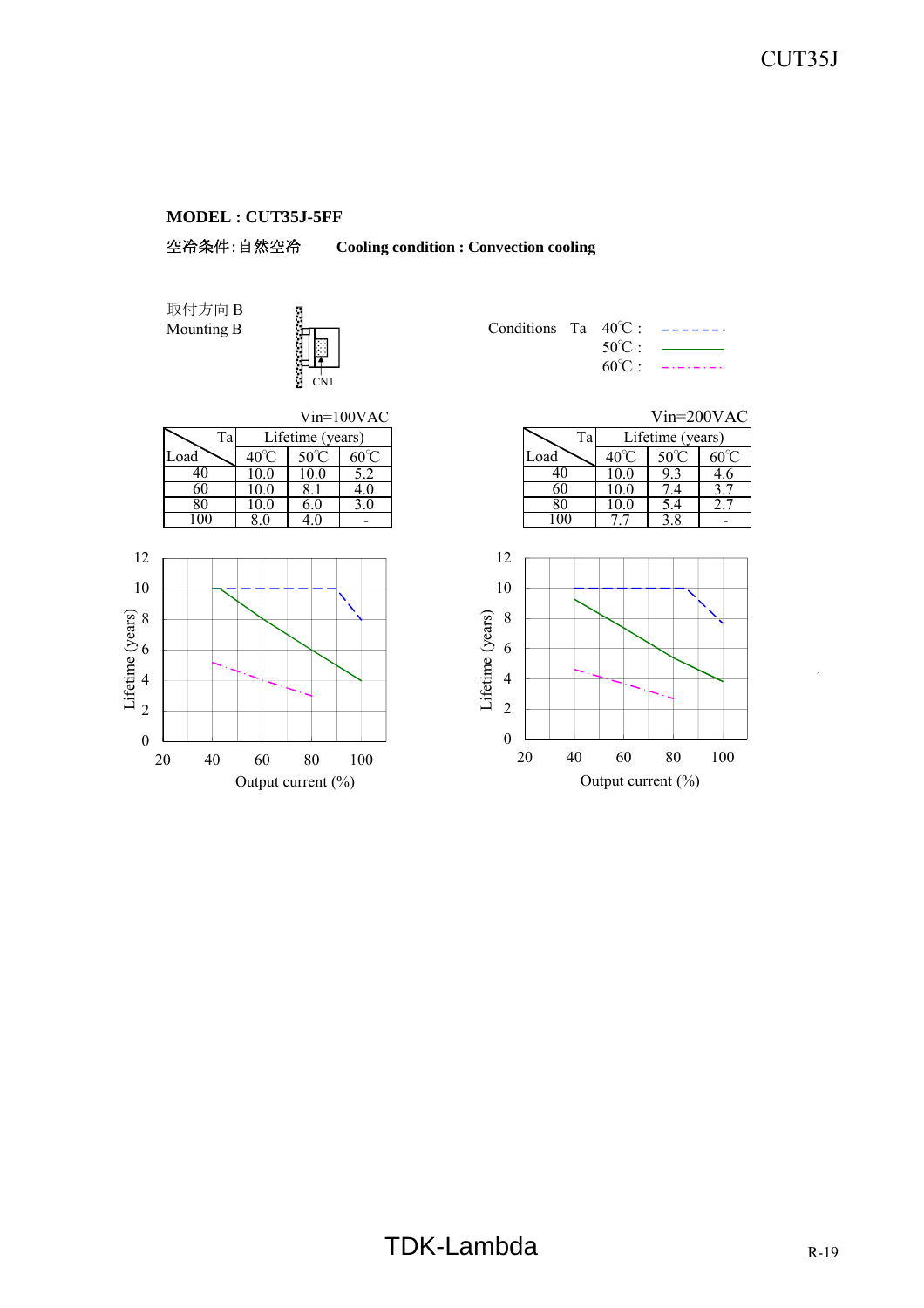**MODEL : CUT35J-5FF**

空冷条件:自然空冷　　**Cooling condition : Convection cooling**

取付方向 B
Mounting B

Conditions　Ta　40℃ : - - - - - -
50℃ : ———
60℃ : -·-·-·-

Vin=100VAC

| Load \ Ta | Lifetime (years) | | |
|---|---|---|---|
| | 40℃ | 50℃ | 60℃ |
| 40 | 10.0 | 10.0 | 5.2 |
| 60 | 10.0 | 8.1 | 4.0 |
| 80 | 10.0 | 6.0 | 3.0 |
| 100 | 8.0 | 4.0 | - |

Vin=200VAC

| Load \ Ta | Lifetime (years) | | |
|---|---|---|---|
| | 40℃ | 50℃ | 60℃ |
| 40 | 10.0 | 9.3 | 4.6 |
| 60 | 10.0 | 7.4 | 3.7 |
| 80 | 10.0 | 5.4 | 2.7 |
| 100 | 7.7 | 3.8 | - |

Lifetime (years)
Output current (%)

Lifetime (years)
Output current (%)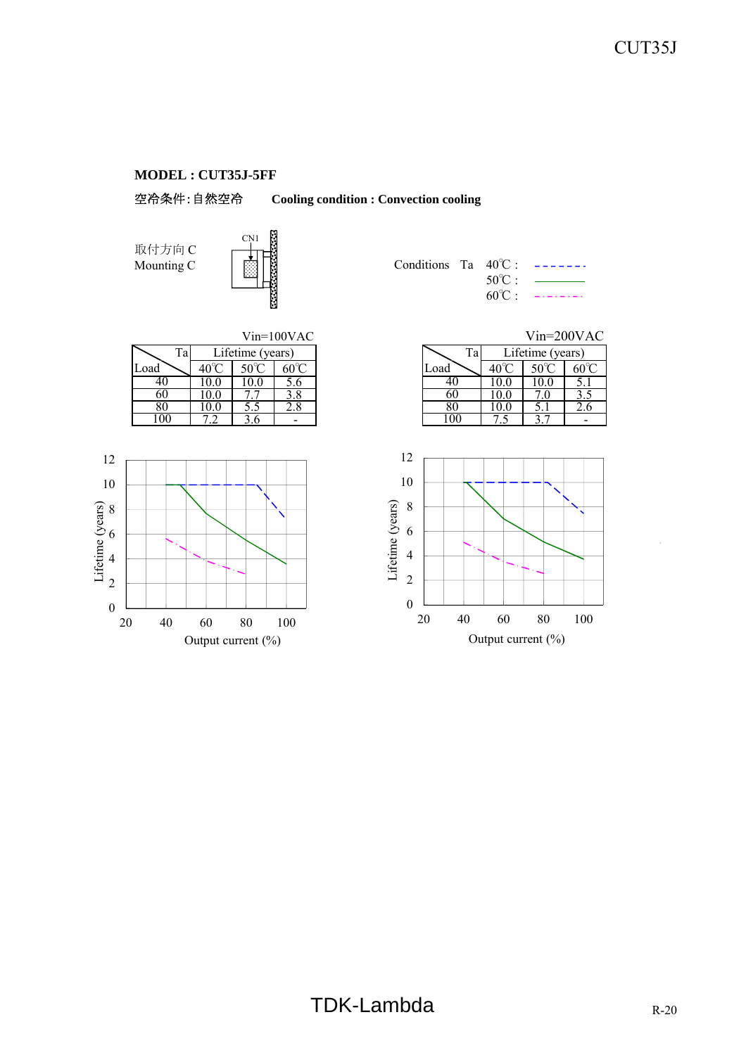**MODEL : CUT35J-5FF**

空冷条件:自然空冷　　**Cooling condition : Convection cooling**

取付方向 C
Mounting C

Conditions　Ta　40℃ :
50℃ :
60℃ :

Vin=100VAC

| Load \ Ta | Lifetime (years) | | |
|---|---|---|---|
| | 40℃ | 50℃ | 60℃ |
| 40 | 10.0 | 10.0 | 5.6 |
| 60 | 10.0 | 7.7 | 3.8 |
| 80 | 10.0 | 5.5 | 2.8 |
| 100 | 7.2 | 3.6 | - |

Vin=200VAC

| Load \ Ta | Lifetime (years) | | |
|---|---|---|---|
| | 40℃ | 50℃ | 60℃ |
| 40 | 10.0 | 10.0 | 5.1 |
| 60 | 10.0 | 7.0 | 3.5 |
| 80 | 10.0 | 5.1 | 2.6 |
| 100 | 7.5 | 3.7 | - |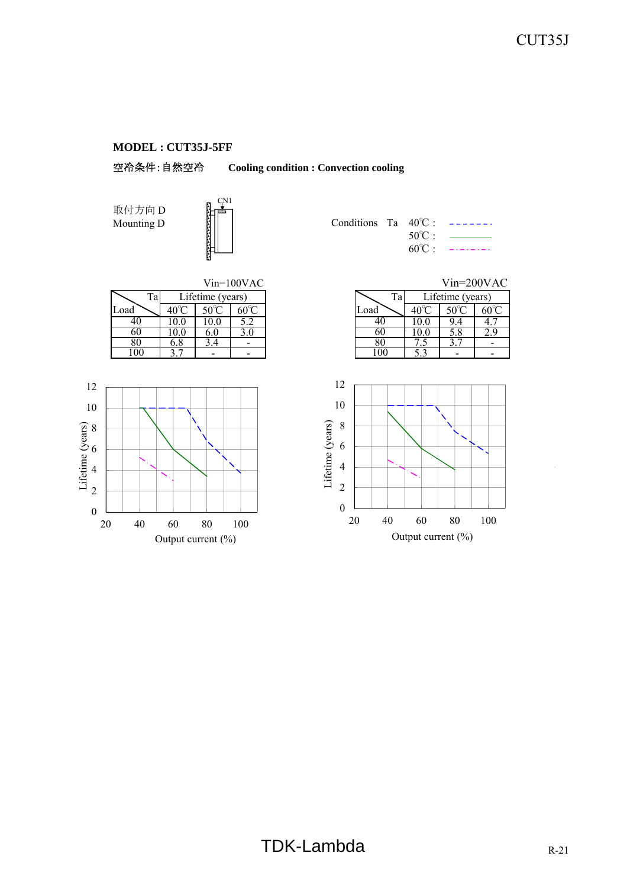**MODEL : CUT35J-5FF**

空冷条件:自然空冷　　**Cooling condition : Convection cooling**

取付方向 D
Mounting D

Conditions Ta 40℃ : - - - - - - -
50℃ : ———
60℃ : - · - · - · -

Vin=100VAC

| Load \ Ta | Lifetime (years) | | |
|---|---|---|---|
| | 40℃ | 50℃ | 60℃ |
| 40 | 10.0 | 10.0 | 5.2 |
| 60 | 10.0 | 6.0 | 3.0 |
| 80 | 6.8 | 3.4 | - |
| 100 | 3.7 | - | - |

Vin=200VAC

| Load \ Ta | Lifetime (years) | | |
|---|---|---|---|
| | 40℃ | 50℃ | 60℃ |
| 40 | 10.0 | 9.4 | 4.7 |
| 60 | 10.0 | 5.8 | 2.9 |
| 80 | 7.5 | 3.7 | - |
| 100 | 5.3 | - | - |

Lifetime (years) vs. Output current (%)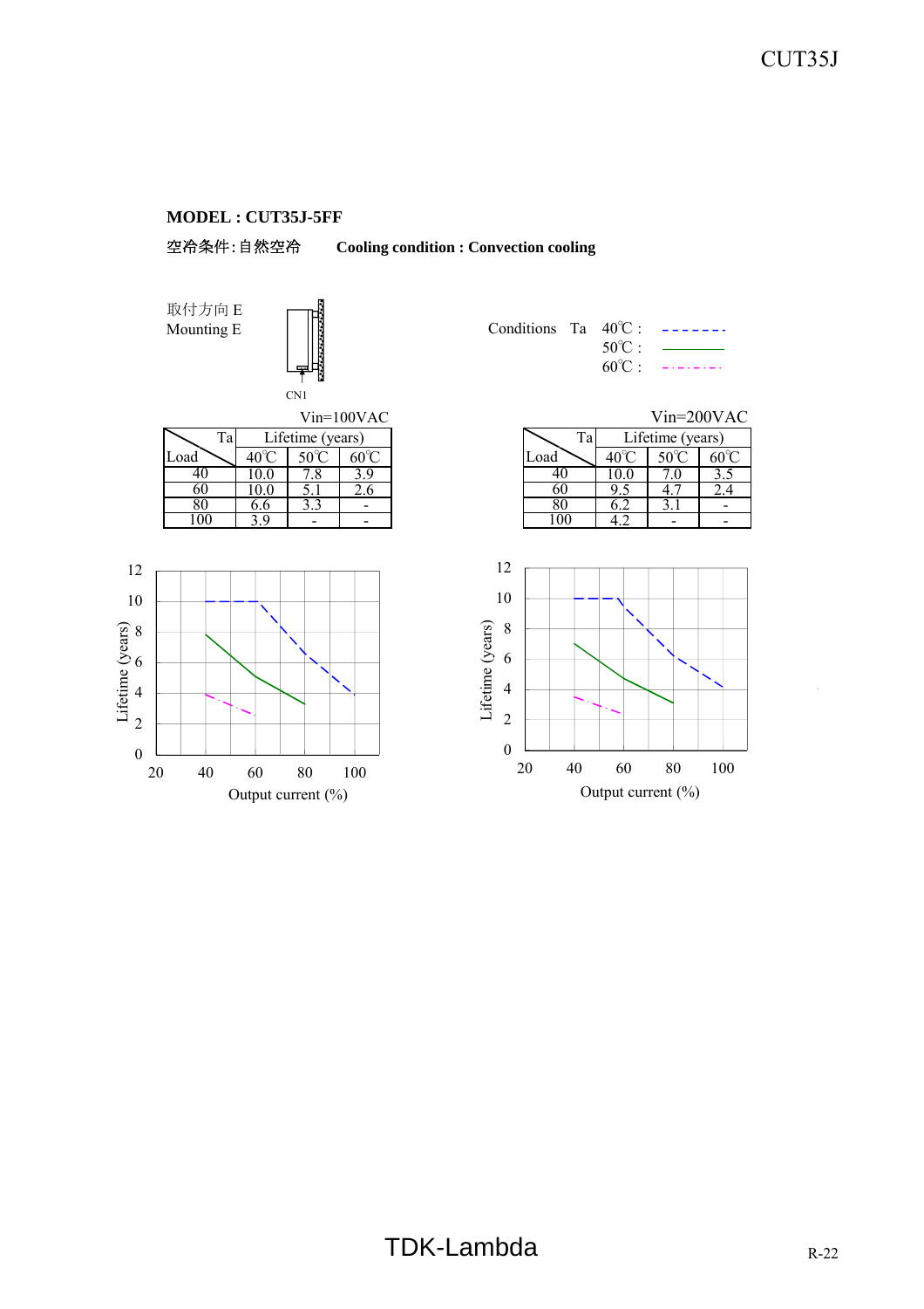**MODEL : CUT35J-5FF**

空冷条件:自然空冷　　**Cooling condition : Convection cooling**

取付方向 E
Mounting E

CN1

Conditions　Ta　40℃ : - - - - - - -
50℃ : ————
60℃ : -·-·-·-·-

Vin=100VAC

| Load \ Ta | Lifetime (years) | | |
|---|---|---|---|
| | 40℃ | 50℃ | 60℃ |
| 40 | 10.0 | 7.8 | 3.9 |
| 60 | 10.0 | 5.1 | 2.6 |
| 80 | 6.6 | 3.3 | - |
| 100 | 3.9 | - | - |

Vin=200VAC

| Load \ Ta | Lifetime (years) | | |
|---|---|---|---|
| | 40℃ | 50℃ | 60℃ |
| 40 | 10.0 | 7.0 | 3.5 |
| 60 | 9.5 | 4.7 | 2.4 |
| 80 | 6.2 | 3.1 | - |
| 100 | 4.2 | - | - |

Lifetime (years)

Output current (%)

Lifetime (years)

Output current (%)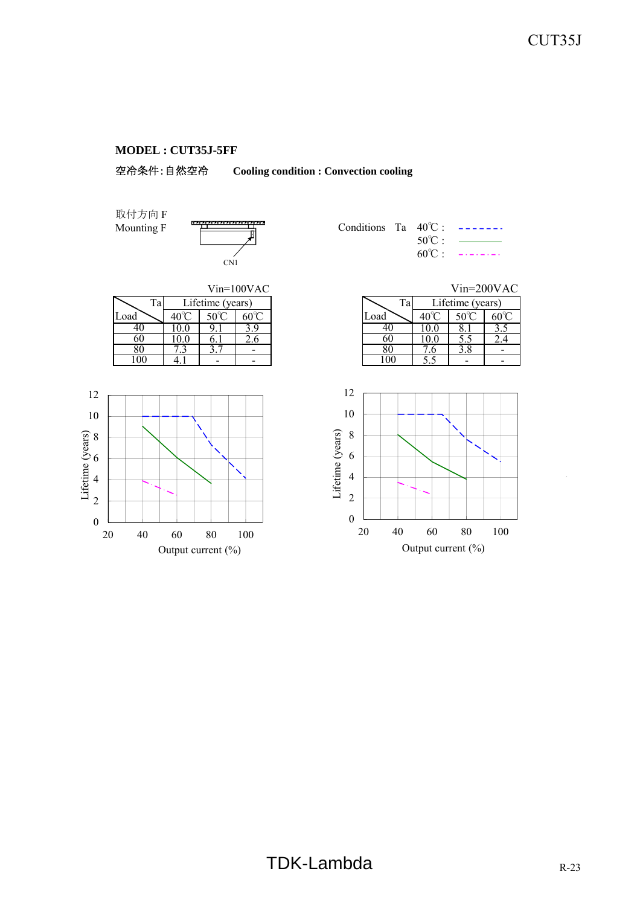**MODEL : CUT35J-5FF**

空冷条件:自然空冷　　**Cooling condition : Convection cooling**

取付方向 F
Mounting F

CN1

Conditions　Ta　40℃ : - - - - - - -
50℃ : ———
60℃ : - · - · - · -

Vin=100VAC

| Load \ Ta | Lifetime (years) | | |
|---|---|---|---|
| | 40℃ | 50℃ | 60℃ |
| 40 | 10.0 | 9.1 | 3.9 |
| 60 | 10.0 | 6.1 | 2.6 |
| 80 | 7.3 | 3.7 | - |
| 100 | 4.1 | - | - |

Vin=200VAC

| Load \ Ta | Lifetime (years) | | |
|---|---|---|---|
| | 40℃ | 50℃ | 60℃ |
| 40 | 10.0 | 8.1 | 3.5 |
| 60 | 10.0 | 5.5 | 2.4 |
| 80 | 7.6 | 3.8 | - |
| 100 | 5.5 | - | - |

Lifetime (years) vs. Output current (%)

Lifetime (years) vs. Output current (%)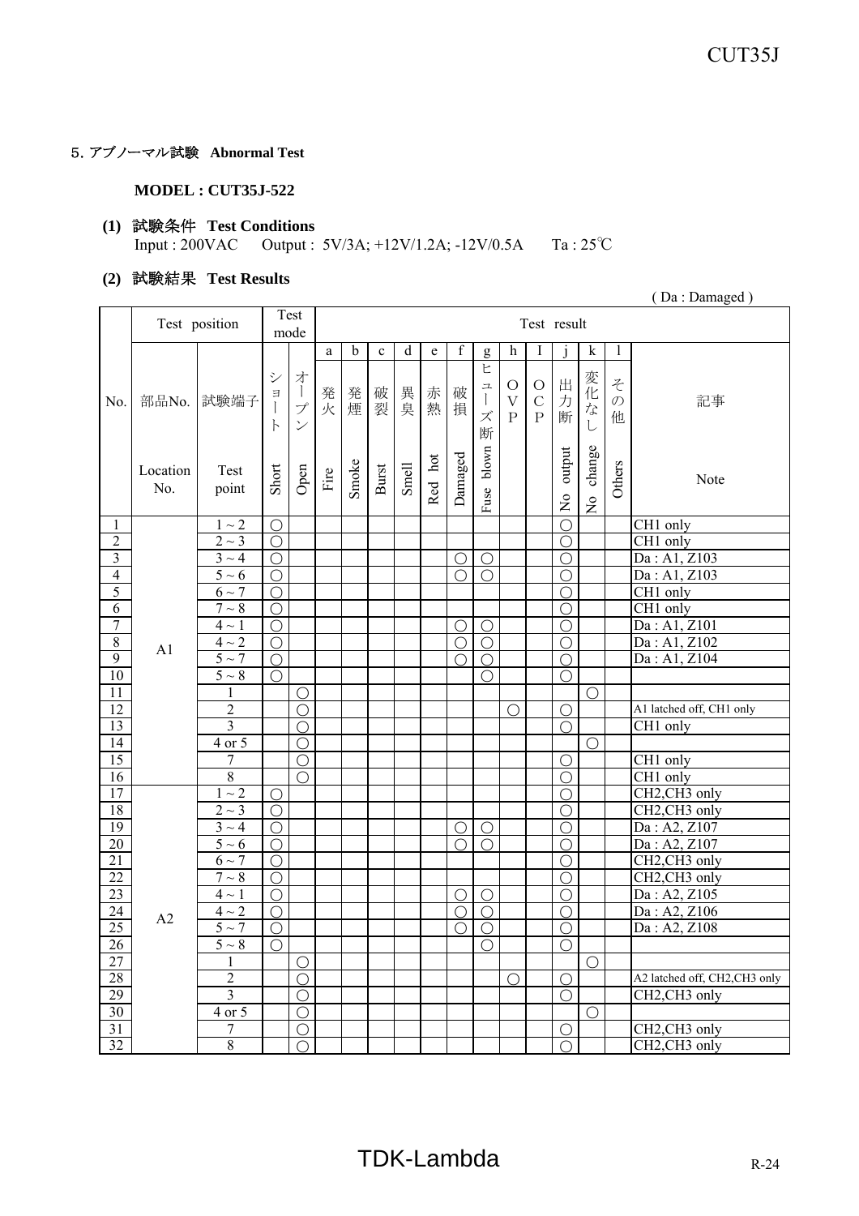## 5. アブノーマル試験 Abnormal Test

**MODEL : CUT35J-522**

**(1) 試験条件 Test Conditions**

Input : 200VAC Output : 5V/3A; +12V/1.2A; -12V/0.5A Ta : 25℃

**(2) 試験結果 Test Results**

( Da : Damaged )

| No. | Test position | | Test mode | | Test result | | | | | | | | | | | | 記事 |
|---|---|---|---|---|---|---|---|---|---|---|---|---|---|---|---|---|---|
| | | | | | a | b | c | d | e | f | g | h | I | j | k | l | |
| | 部品No. Location No. | 試験端子 Test point | ショート Short | オープン Open | 発火 Fire | 発煙 Smoke | 破裂 Burst | 異臭 Smell | 赤熱 Red hot | 破損 Damaged | ヒューズ断 Fuse blown | OVP | OCP | 出力断 No output | 変化なし No change | その他 Others | Note |
| 1 | A1 | 1 ~ 2 | ○ | | | | | | | | | | | ○ | | | CH1 only |
| 2 | | 2 ~ 3 | ○ | | | | | | | | | | | ○ | | | CH1 only |
| 3 | | 3 ~ 4 | ○ | | | | | | | ○ | ○ | | | ○ | | | Da : A1, Z103 |
| 4 | | 5 ~ 6 | ○ | | | | | | | ○ | ○ | | | ○ | | | Da : A1, Z103 |
| 5 | | 6 ~ 7 | ○ | | | | | | | | | | | ○ | | | CH1 only |
| 6 | | 7 ~ 8 | ○ | | | | | | | | | | | ○ | | | CH1 only |
| 7 | | 4 ~ 1 | ○ | | | | | | | ○ | ○ | | | ○ | | | Da : A1, Z101 |
| 8 | | 4 ~ 2 | ○ | | | | | | | ○ | ○ | | | ○ | | | Da : A1, Z102 |
| 9 | | 5 ~ 7 | ○ | | | | | | | ○ | ○ | | | ○ | | | Da : A1, Z104 |
| 10 | | 5 ~ 8 | ○ | | | | | | | | ○ | | | ○ | | | |
| 11 | | 1 | | ○ | | | | | | | | | | | ○ | | |
| 12 | | 2 | | ○ | | | | | | | | ○ | | ○ | | | A1 latched off, CH1 only |
| 13 | | 3 | | ○ | | | | | | | | | | ○ | | | CH1 only |
| 14 | | 4 or 5 | | ○ | | | | | | | | | | | ○ | | |
| 15 | | 7 | | ○ | | | | | | | | | | ○ | | | CH1 only |
| 16 | | 8 | | ○ | | | | | | | | | | ○ | | | CH1 only |
| 17 | A2 | 1 ~ 2 | ○ | | | | | | | | | | | ○ | | | CH2,CH3 only |
| 18 | | 2 ~ 3 | ○ | | | | | | | | | | | ○ | | | CH2,CH3 only |
| 19 | | 3 ~ 4 | ○ | | | | | | | ○ | ○ | | | ○ | | | Da : A2, Z107 |
| 20 | | 5 ~ 6 | ○ | | | | | | | ○ | ○ | | | ○ | | | Da : A2, Z107 |
| 21 | | 6 ~ 7 | ○ | | | | | | | | | | | ○ | | | CH2,CH3 only |
| 22 | | 7 ~ 8 | ○ | | | | | | | | | | | ○ | | | CH2,CH3 only |
| 23 | | 4 ~ 1 | ○ | | | | | | | ○ | ○ | | | ○ | | | Da : A2, Z105 |
| 24 | | 4 ~ 2 | ○ | | | | | | | ○ | ○ | | | ○ | | | Da : A2, Z106 |
| 25 | | 5 ~ 7 | ○ | | | | | | | ○ | ○ | | | ○ | | | Da : A2, Z108 |
| 26 | | 5 ~ 8 | ○ | | | | | | | | ○ | | | ○ | | | |
| 27 | | 1 | | ○ | | | | | | | | | | | ○ | | |
| 28 | | 2 | | ○ | | | | | | | | ○ | | ○ | | | A2 latched off, CH2,CH3 only |
| 29 | | 3 | | ○ | | | | | | | | | | ○ | | | CH2,CH3 only |
| 30 | | 4 or 5 | | ○ | | | | | | | | | | | ○ | | |
| 31 | | 7 | | ○ | | | | | | | | | | ○ | | | CH2,CH3 only |
| 32 | | 8 | | ○ | | | | | | | | | | ○ | | | CH2,CH3 only |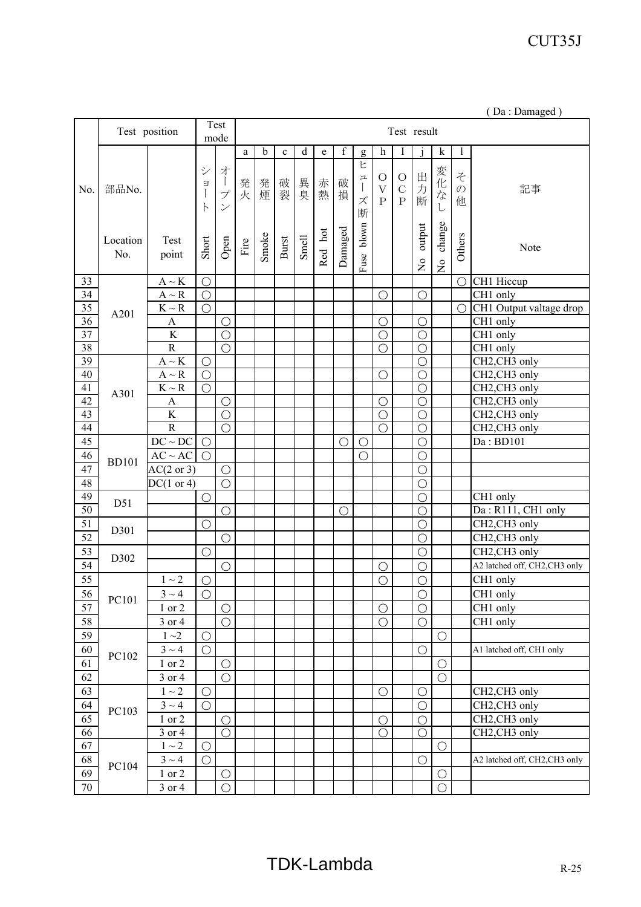( Da : Damaged )

| No. | Test position | | Test mode | | Test result | | | | | | | | | | | | |
|---|---|---|---|---|---|---|---|---|---|---|---|---|---|---|---|---|---|
| | | | | | a | b | c | d | e | f | g | h | I | j | k | l | |
| | 部品No. Location No. | Test point | ショート Short | オープン Open | 発火 Fire | 発煙 Smoke | 破裂 Burst | 異臭 Smell | 赤熱 Red hot | 破損 Damaged | ヒューズ断 Fuse blown | OVP | OCP | 出力断 No output | 変化なし No change | その他 Others | 記事 Note |
| 33 | A201 | A ~ K | ○ | | | | | | | | | | | | | ○ | CH1 Hiccup |
| 34 | | A ~ R | ○ | | | | | | | | | ○ | | ○ | | | CH1 only |
| 35 | | K ~ R | ○ | | | | | | | | | | | | | ○ | CH1 Output valtage drop |
| 36 | | A | | ○ | | | | | | | | ○ | | ○ | | | CH1 only |
| 37 | | K | | ○ | | | | | | | | ○ | | ○ | | | CH1 only |
| 38 | | R | | ○ | | | | | | | | ○ | | ○ | | | CH1 only |
| 39 | A301 | A ~ K | ○ | | | | | | | | | | | ○ | | | CH2,CH3 only |
| 40 | | A ~ R | ○ | | | | | | | | | ○ | | ○ | | | CH2,CH3 only |
| 41 | | K ~ R | ○ | | | | | | | | | | | ○ | | | CH2,CH3 only |
| 42 | | A | | ○ | | | | | | | | ○ | | ○ | | | CH2,CH3 only |
| 43 | | K | | ○ | | | | | | | | ○ | | ○ | | | CH2,CH3 only |
| 44 | | R | | ○ | | | | | | | | ○ | | ○ | | | CH2,CH3 only |
| 45 | BD101 | DC ~ DC | ○ | | | | | | | ○ | ○ | | | ○ | | | Da : BD101 |
| 46 | | AC ~ AC | ○ | | | | | | | | ○ | | | ○ | | | |
| 47 | | AC(2 or 3) | | ○ | | | | | | | | | | ○ | | | |
| 48 | | DC(1 or 4) | | ○ | | | | | | | | | | ○ | | | |
| 49 | D51 | | ○ | | | | | | | | | | | ○ | | | CH1 only |
| 50 | | | | ○ | | | | | | ○ | | | | ○ | | | Da : R111, CH1 only |
| 51 | D301 | | ○ | | | | | | | | | | | ○ | | | CH2,CH3 only |
| 52 | | | | ○ | | | | | | | | | | ○ | | | CH2,CH3 only |
| 53 | D302 | | ○ | | | | | | | | | | | ○ | | | CH2,CH3 only |
| 54 | | | | ○ | | | | | | | | ○ | | ○ | | | A2 latched off, CH2,CH3 only |
| 55 | PC101 | 1 ~ 2 | ○ | | | | | | | | | ○ | | ○ | | | CH1 only |
| 56 | | 3 ~ 4 | ○ | | | | | | | | | | | ○ | | | CH1 only |
| 57 | | 1 or 2 | | ○ | | | | | | | | ○ | | ○ | | | CH1 only |
| 58 | | 3 or 4 | | ○ | | | | | | | | ○ | | ○ | | | CH1 only |
| 59 | PC102 | 1 ~2 | ○ | | | | | | | | | | | | ○ | | |
| 60 | | 3 ~ 4 | ○ | | | | | | | | | | | ○ | | | A1 latched off, CH1 only |
| 61 | | 1 or 2 | | ○ | | | | | | | | | | | ○ | | |
| 62 | | 3 or 4 | | ○ | | | | | | | | | | | ○ | | |
| 63 | PC103 | 1 ~ 2 | ○ | | | | | | | | | ○ | | ○ | | | CH2,CH3 only |
| 64 | | 3 ~ 4 | ○ | | | | | | | | | | | ○ | | | CH2,CH3 only |
| 65 | | 1 or 2 | | ○ | | | | | | | | ○ | | ○ | | | CH2,CH3 only |
| 66 | | 3 or 4 | | ○ | | | | | | | | ○ | | ○ | | | CH2,CH3 only |
| 67 | PC104 | 1 ~ 2 | ○ | | | | | | | | | | | | ○ | | |
| 68 | | 3 ~ 4 | ○ | | | | | | | | | | | ○ | | | A2 latched off, CH2,CH3 only |
| 69 | | 1 or 2 | | ○ | | | | | | | | | | | ○ | | |
| 70 | | 3 or 4 | | ○ | | | | | | | | | | | ○ | | |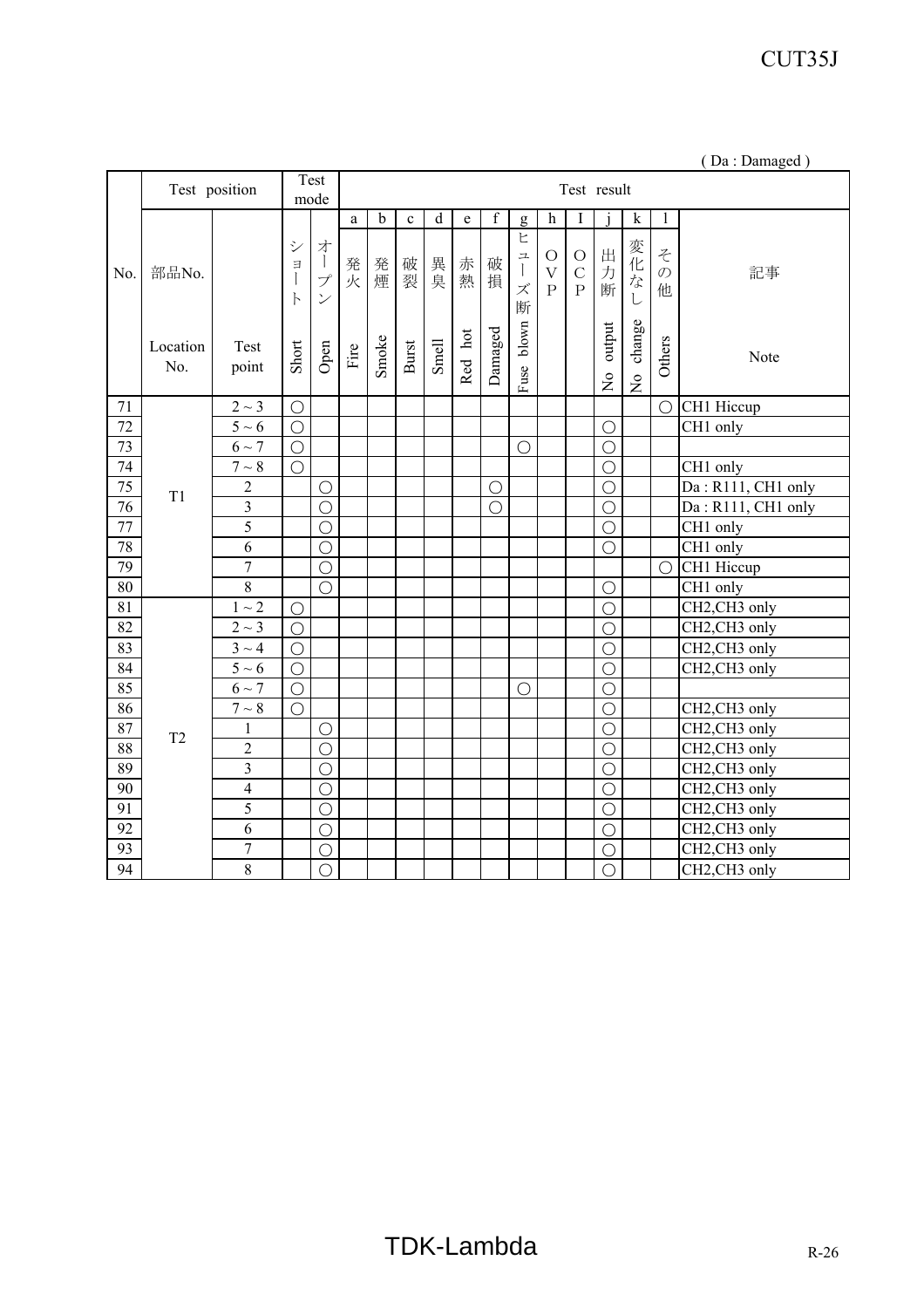( Da : Damaged )

| No. | Test position | | Test mode | | Test result | | | | | | | | | | | | |
|---|---|---|---|---|---|---|---|---|---|---|---|---|---|---|---|---|---|
| | | | | | a | b | c | d | e | f | g | h | I | j | k | l | |
| | 部品No. | | ショート | オープン | 発火 | 発煙 | 破裂 | 異臭 | 赤熱 | 破損 | ヒューズ断 | OVP | OCP | 出力断 | 変化なし | その他 | 記事 |
| | Location No. | Test point | Short | Open | Fire | Smoke | Burst | Smell | Red hot | Damaged | Fuse blown | | | No output | No change | Others | Note |
| 71 | T1 | 2 ~ 3 | ○ | | | | | | | | | | | | | ○ | CH1 Hiccup |
| 72 | | 5 ~ 6 | ○ | | | | | | | | | | | ○ | | | CH1 only |
| 73 | | 6 ~ 7 | ○ | | | | | | | | ○ | | | ○ | | | |
| 74 | | 7 ~ 8 | ○ | | | | | | | | | | | ○ | | | CH1 only |
| 75 | | 2 | | ○ | | | | | | ○ | | | | ○ | | | Da : R111, CH1 only |
| 76 | | 3 | | ○ | | | | | | ○ | | | | ○ | | | Da : R111, CH1 only |
| 77 | | 5 | | ○ | | | | | | | | | | ○ | | | CH1 only |
| 78 | | 6 | | ○ | | | | | | | | | | ○ | | | CH1 only |
| 79 | | 7 | | ○ | | | | | | | | | | | | ○ | CH1 Hiccup |
| 80 | | 8 | | ○ | | | | | | | | | | ○ | | | CH1 only |
| 81 | T2 | 1 ~ 2 | ○ | | | | | | | | | | | ○ | | | CH2,CH3 only |
| 82 | | 2 ~ 3 | ○ | | | | | | | | | | | ○ | | | CH2,CH3 only |
| 83 | | 3 ~ 4 | ○ | | | | | | | | | | | ○ | | | CH2,CH3 only |
| 84 | | 5 ~ 6 | ○ | | | | | | | | | | | ○ | | | CH2,CH3 only |
| 85 | | 6 ~ 7 | ○ | | | | | | | | ○ | | | ○ | | | |
| 86 | | 7 ~ 8 | ○ | | | | | | | | | | | ○ | | | CH2,CH3 only |
| 87 | | 1 | | ○ | | | | | | | | | | ○ | | | CH2,CH3 only |
| 88 | | 2 | | ○ | | | | | | | | | | ○ | | | CH2,CH3 only |
| 89 | | 3 | | ○ | | | | | | | | | | ○ | | | CH2,CH3 only |
| 90 | | 4 | | ○ | | | | | | | | | | ○ | | | CH2,CH3 only |
| 91 | | 5 | | ○ | | | | | | | | | | ○ | | | CH2,CH3 only |
| 92 | | 6 | | ○ | | | | | | | | | | ○ | | | CH2,CH3 only |
| 93 | | 7 | | ○ | | | | | | | | | | ○ | | | CH2,CH3 only |
| 94 | | 8 | | ○ | | | | | | | | | | ○ | | | CH2,CH3 only |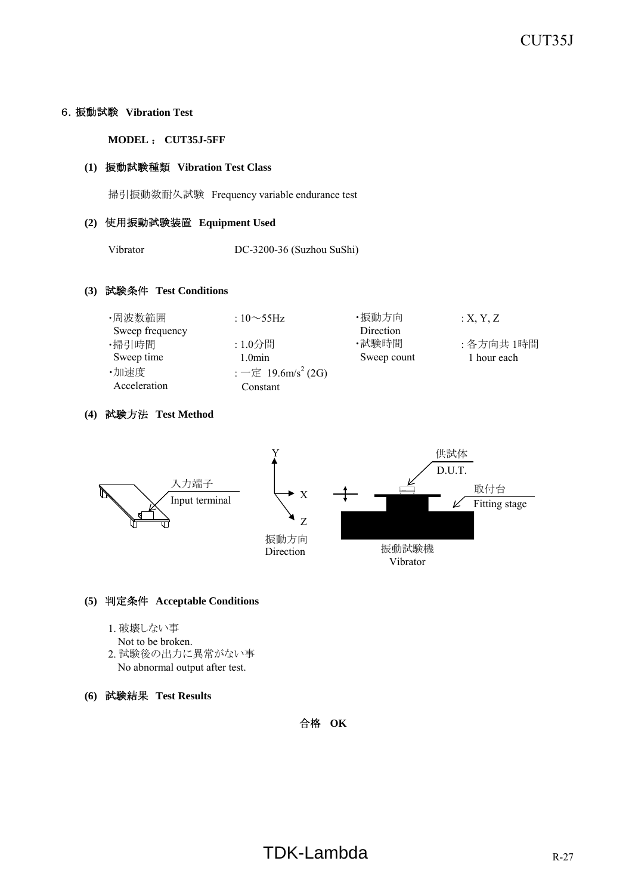## 6. 振動試験 Vibration Test

**MODEL ： CUT35J-5FF**

### (1) 振動試験種類 Vibration Test Class

掃引振動数耐久試験 Frequency variable endurance test

### (2) 使用振動試験装置 Equipment Used

Vibrator　　DC-3200-36 (Suzhou SuShi)

### (3) 試験条件 Test Conditions

| | | | |
|---|---|---|---|
| ・周波数範囲<br>Sweep frequency | : 10～55Hz | ・振動方向<br>Direction | : X, Y, Z |
| ・掃引時間<br>Sweep time | : 1.0分間<br>1.0min | ・試験時間<br>Sweep count | : 各方向共 1時間<br>1 hour each |
| ・加速度<br>Acceleration | : 一定 19.6m/s$^2$ (2G)<br>Constant | | |

### (4) 試験方法 Test Method

入力端子 Input terminal

Y, X, Z 振動方向 Direction

供試体 D.U.T.

取付台 Fitting stage

振動試験機 Vibrator

### (5) 判定条件 Acceptable Conditions

1. 破壊しない事
   Not to be broken.
2. 試験後の出力に異常がない事
   No abnormal output after test.

### (6) 試験結果 Test Results

**合格 OK**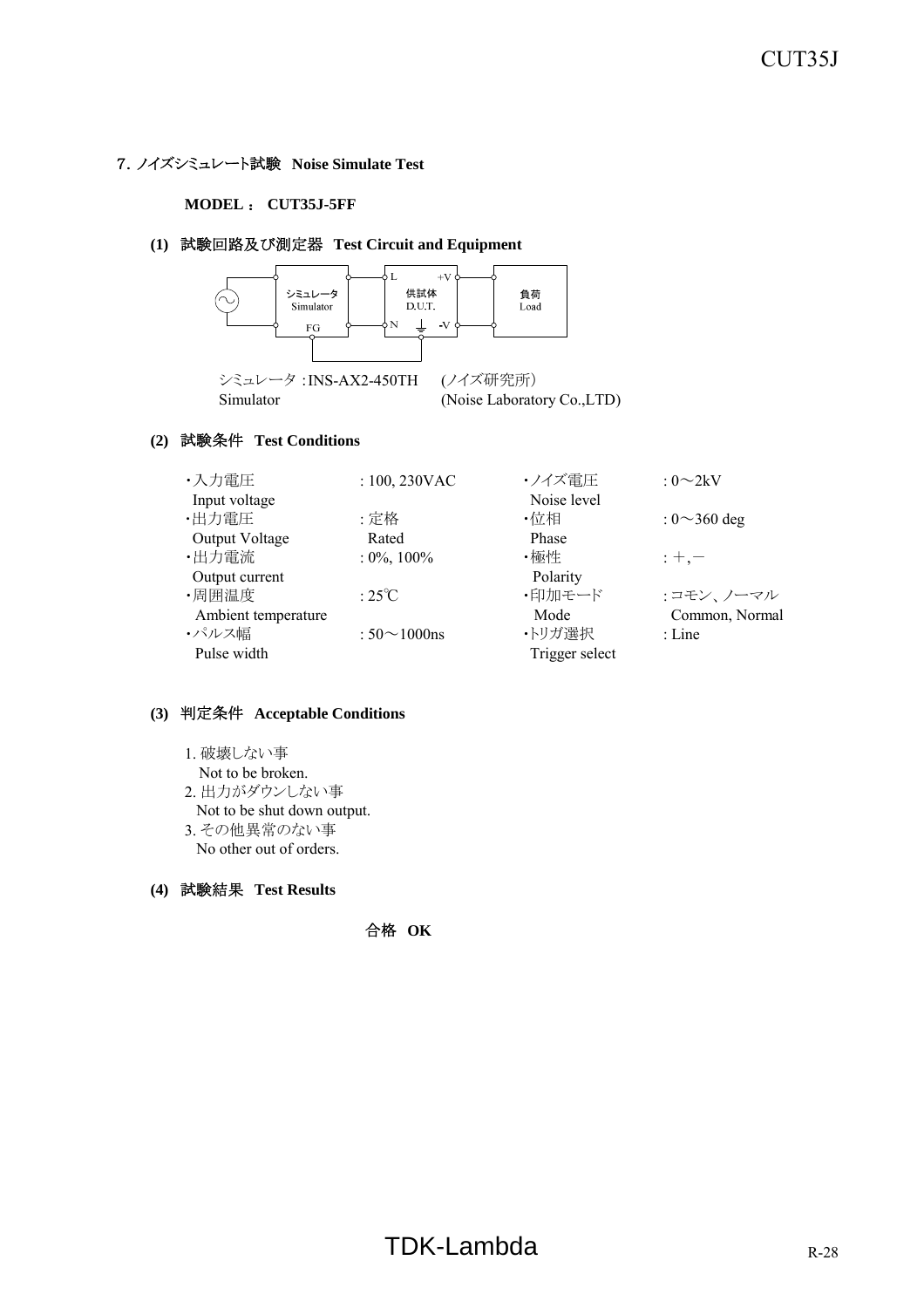## 7. ノイズシミュレート試験　Noise Simulate Test

**MODEL ： CUT35J-5FF**

### (1) 試験回路及び測定器　Test Circuit and Equipment

シミュレータ Simulator — L / N — 供試体 D.U.T. (+V / -V) — 負荷 Load; FG connected to D.U.T. ground

シミュレータ : INS-AX2-450TH　(ノイズ研究所)
Simulator　(Noise Laboratory Co.,LTD)

### (2) 試験条件　Test Conditions

| | | | |
|---|---|---|---|
| ・入力電圧 Input voltage | : 100, 230VAC | ・ノイズ電圧 Noise level | : 0～2kV |
| ・出力電圧 Output Voltage | : 定格 Rated | ・位相 Phase | : 0～360 deg |
| ・出力電流 Output current | : 0%, 100% | ・極性 Polarity | : ＋,－ |
| ・周囲温度 Ambient temperature | : 25℃ | ・印加モード Mode | : コモン、ノーマル Common, Normal |
| ・パルス幅 Pulse width | : 50～1000ns | ・トリガ選択 Trigger select | : Line |

### (3) 判定条件　Acceptable Conditions

1. 破壊しない事
   Not to be broken.
2. 出力がダウンしない事
   Not to be shut down output.
3. その他異常のない事
   No other out of orders.

### (4) 試験結果　Test Results

合格　**OK**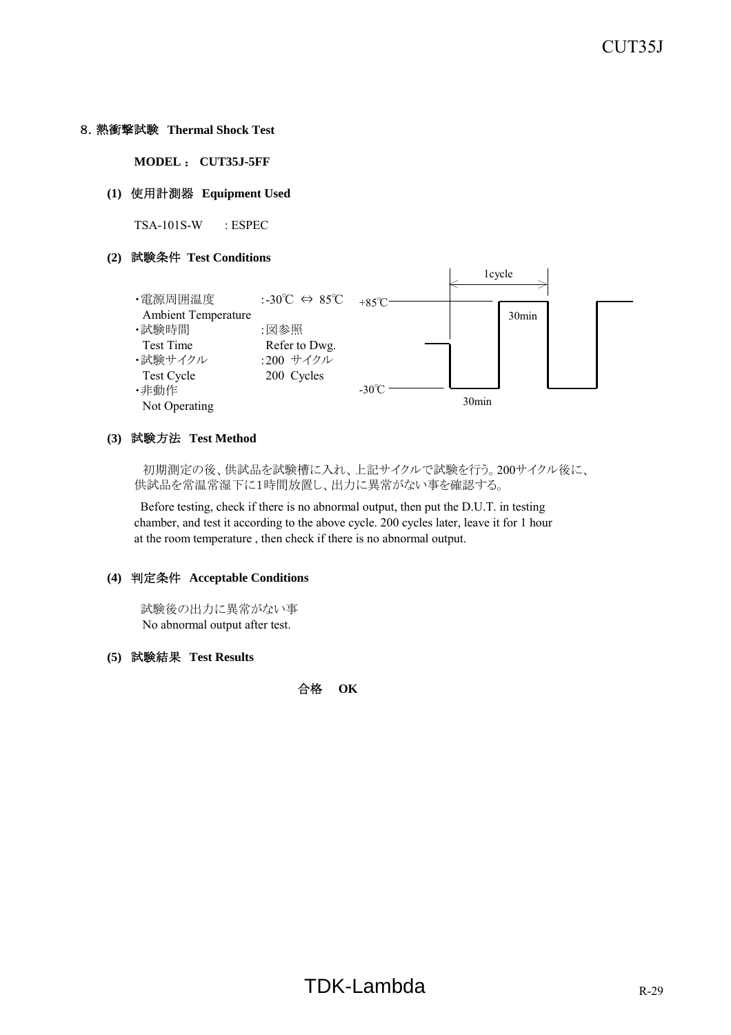## 8. 熱衝撃試験 Thermal Shock Test

**MODEL ： CUT35J-5FF**

**(1)** 使用計測器 **Equipment Used**

TSA-101S-W : ESPEC

**(2)** 試験条件 **Test Conditions**

- ・電源周囲温度 Ambient Temperature : -30℃ ⇔ 85℃
- ・試験時間 Test Time : 図参照 Refer to Dwg.
- ・試験サイクル Test Cycle : 200 サイクル 200 Cycles
- ・非動作 Not Operating

1cycle
+85℃
30min
-30℃
30min

**(3)** 試験方法 **Test Method**

初期測定の後、供試品を試験槽に入れ、上記サイクルで試験を行う。200サイクル後に、供試品を常温常湿下に1時間放置し、出力に異常がない事を確認する。

Before testing, check if there is no abnormal output, then put the D.U.T. in testing chamber, and test it according to the above cycle. 200 cycles later, leave it for 1 hour at the room temperature , then check if there is no abnormal output.

**(4)** 判定条件 **Acceptable Conditions**

試験後の出力に異常がない事
No abnormal output after test.

**(5)** 試験結果 **Test Results**

合格 **OK**